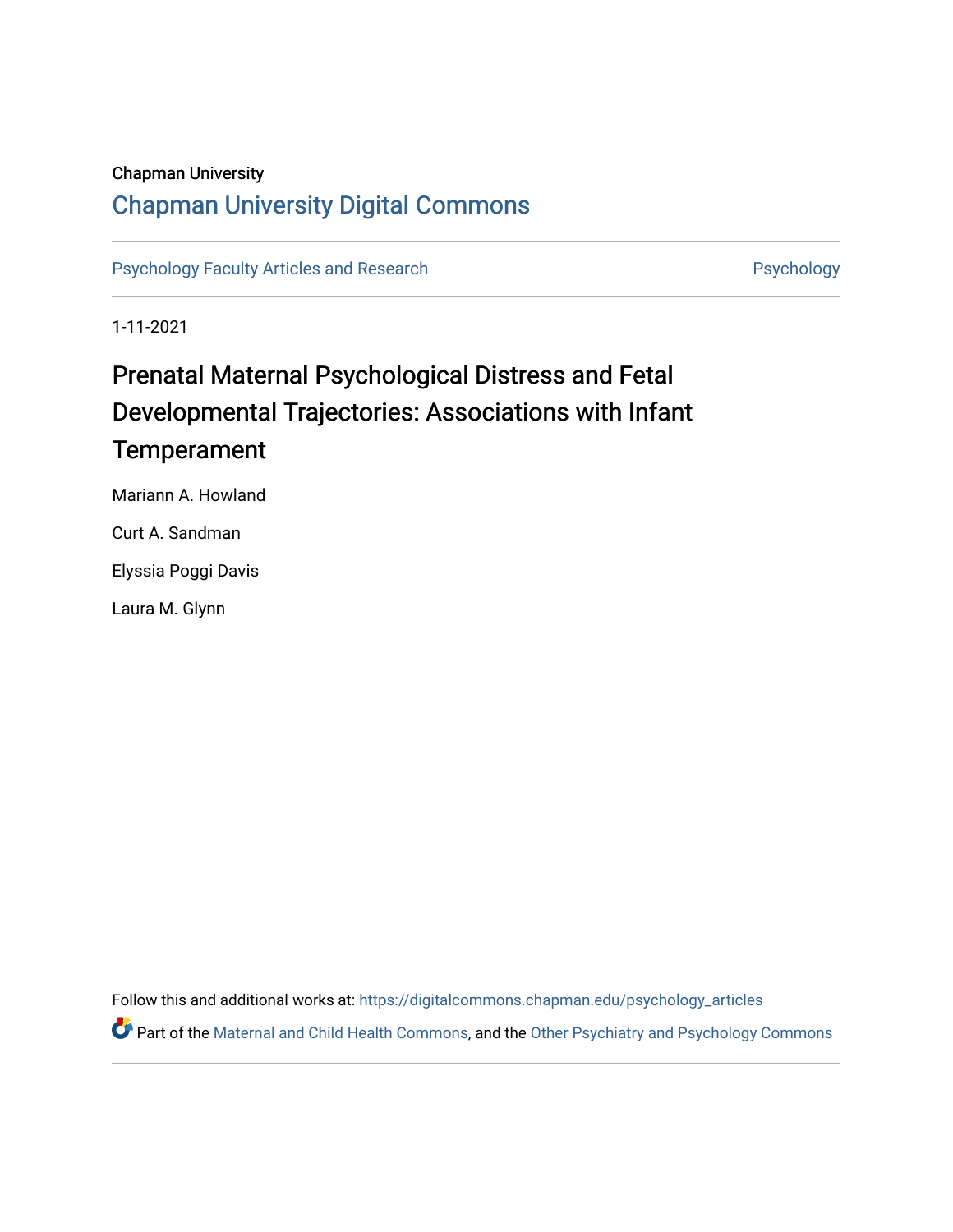Chapman University

# Chapman University Digital Commons

Psychology Faculty Articles and Research | Psychology

1-11-2021

## Prenatal Maternal Psychological Distress and Fetal Developmental Trajectories: Associations with Infant Temperament

Mariann A. Howland

Curt A. Sandman

Elyssia Poggi Davis

Laura M. Glynn

Follow this and additional works at: https://digitalcommons.chapman.edu/psychology_articles

Part of the Maternal and Child Health Commons, and the Other Psychiatry and Psychology Commons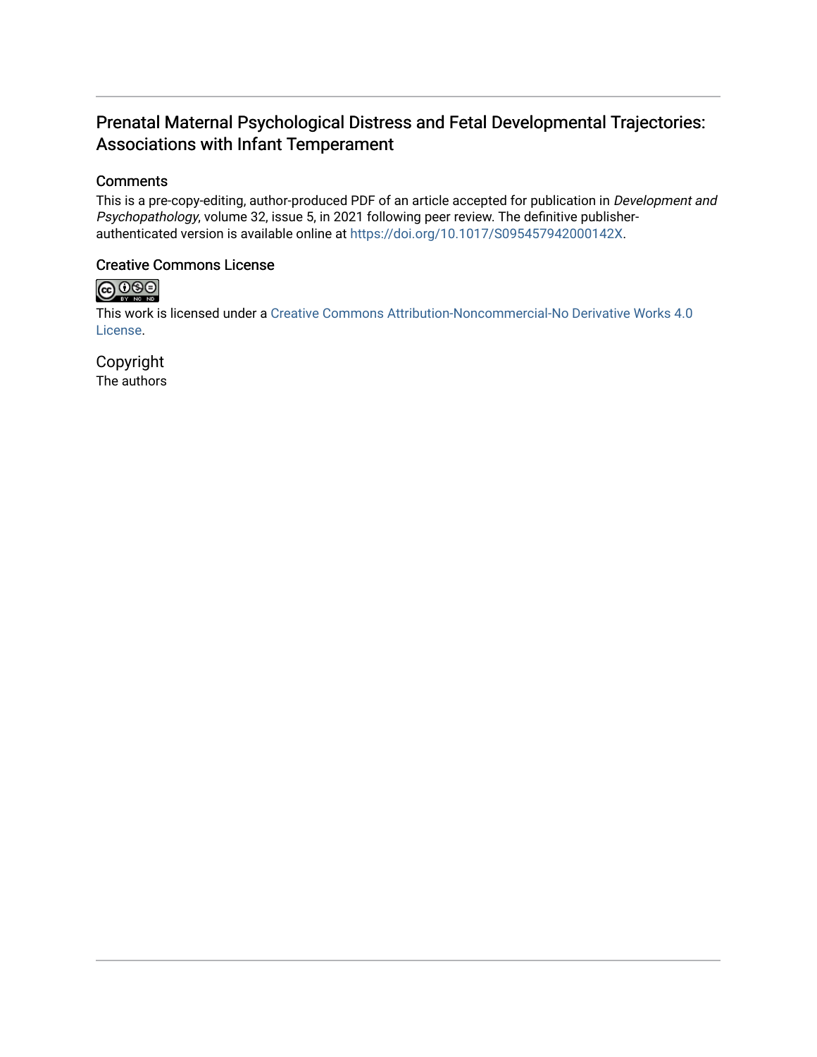## Prenatal Maternal Psychological Distress and Fetal Developmental Trajectories: Associations with Infant Temperament

### Comments

This is a pre-copy-editing, author-produced PDF of an article accepted for publication in *Development and Psychopathology*, volume 32, issue 5, in 2021 following peer review. The definitive publisher-authenticated version is available online at https://doi.org/10.1017/S095457942000142X.

### Creative Commons License

This work is licensed under a Creative Commons Attribution-Noncommercial-No Derivative Works 4.0 License.

### Copyright

The authors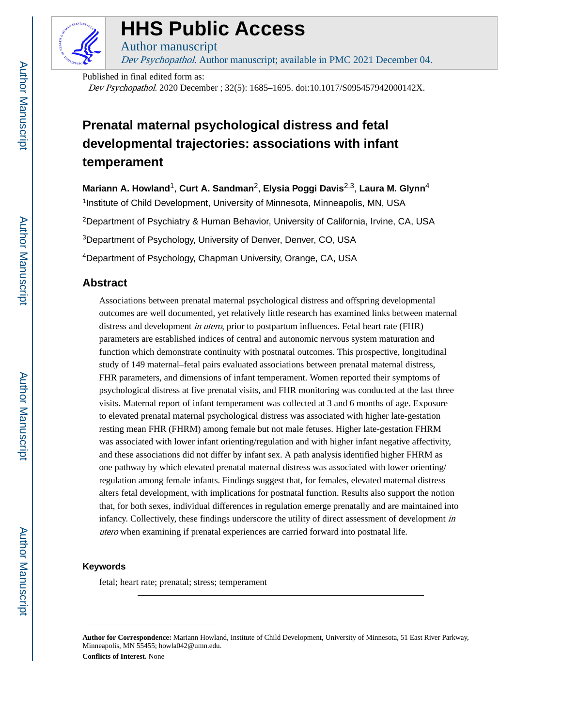# HHS Public Access

Author manuscript

*Dev Psychopathol*. Author manuscript; available in PMC 2021 December 04.

Published in final edited form as:

*Dev Psychopathol*. 2020 December ; 32(5): 1685–1695. doi:10.1017/S095457942000142X.

# Prenatal maternal psychological distress and fetal developmental trajectories: associations with infant temperament

**Mariann A. Howland**[1], **Curt A. Sandman**[2], **Elysia Poggi Davis**[2,3], **Laura M. Glynn**[4]

[1]Institute of Child Development, University of Minnesota, Minneapolis, MN, USA

[2]Department of Psychiatry & Human Behavior, University of California, Irvine, CA, USA

[3]Department of Psychology, University of Denver, Denver, CO, USA

[4]Department of Psychology, Chapman University, Orange, CA, USA

## Abstract

Associations between prenatal maternal psychological distress and offspring developmental outcomes are well documented, yet relatively little research has examined links between maternal distress and development *in utero*, prior to postpartum influences. Fetal heart rate (FHR) parameters are established indices of central and autonomic nervous system maturation and function which demonstrate continuity with postnatal outcomes. This prospective, longitudinal study of 149 maternal–fetal pairs evaluated associations between prenatal maternal distress, FHR parameters, and dimensions of infant temperament. Women reported their symptoms of psychological distress at five prenatal visits, and FHR monitoring was conducted at the last three visits. Maternal report of infant temperament was collected at 3 and 6 months of age. Exposure to elevated prenatal maternal psychological distress was associated with higher late-gestation resting mean FHR (FHRM) among female but not male fetuses. Higher late-gestation FHRM was associated with lower infant orienting/regulation and with higher infant negative affectivity, and these associations did not differ by infant sex. A path analysis identified higher FHRM as one pathway by which elevated prenatal maternal distress was associated with lower orienting/regulation among female infants. Findings suggest that, for females, elevated maternal distress alters fetal development, with implications for postnatal function. Results also support the notion that, for both sexes, individual differences in regulation emerge prenatally and are maintained into infancy. Collectively, these findings underscore the utility of direct assessment of development *in utero* when examining if prenatal experiences are carried forward into postnatal life.

### Keywords

fetal; heart rate; prenatal; stress; temperament

---

**Author for Correspondence:** Mariann Howland, Institute of Child Development, University of Minnesota, 51 East River Parkway, Minneapolis, MN 55455; howla042@umn.edu.

**Conflicts of Interest.** None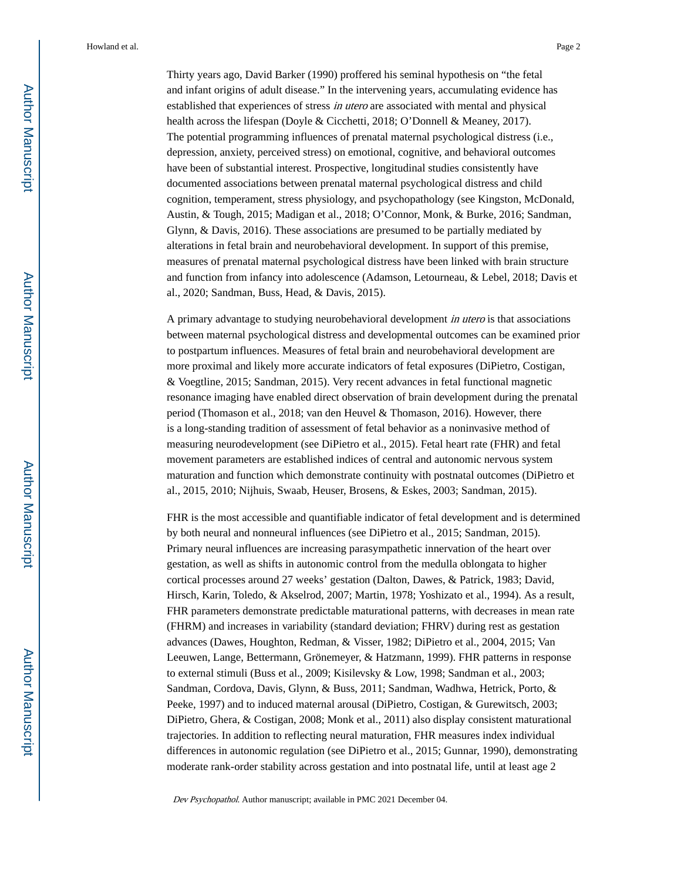Thirty years ago, David Barker (1990) proffered his seminal hypothesis on “the fetal and infant origins of adult disease.” In the intervening years, accumulating evidence has established that experiences of stress *in utero* are associated with mental and physical health across the lifespan (Doyle & Cicchetti, 2018; O’Donnell & Meaney, 2017). The potential programming influences of prenatal maternal psychological distress (i.e., depression, anxiety, perceived stress) on emotional, cognitive, and behavioral outcomes have been of substantial interest. Prospective, longitudinal studies consistently have documented associations between prenatal maternal psychological distress and child cognition, temperament, stress physiology, and psychopathology (see Kingston, McDonald, Austin, & Tough, 2015; Madigan et al., 2018; O’Connor, Monk, & Burke, 2016; Sandman, Glynn, & Davis, 2016). These associations are presumed to be partially mediated by alterations in fetal brain and neurobehavioral development. In support of this premise, measures of prenatal maternal psychological distress have been linked with brain structure and function from infancy into adolescence (Adamson, Letourneau, & Lebel, 2018; Davis et al., 2020; Sandman, Buss, Head, & Davis, 2015).

A primary advantage to studying neurobehavioral development *in utero* is that associations between maternal psychological distress and developmental outcomes can be examined prior to postpartum influences. Measures of fetal brain and neurobehavioral development are more proximal and likely more accurate indicators of fetal exposures (DiPietro, Costigan, & Voegtline, 2015; Sandman, 2015). Very recent advances in fetal functional magnetic resonance imaging have enabled direct observation of brain development during the prenatal period (Thomason et al., 2018; van den Heuvel & Thomason, 2016). However, there is a long-standing tradition of assessment of fetal behavior as a noninvasive method of measuring neurodevelopment (see DiPietro et al., 2015). Fetal heart rate (FHR) and fetal movement parameters are established indices of central and autonomic nervous system maturation and function which demonstrate continuity with postnatal outcomes (DiPietro et al., 2015, 2010; Nijhuis, Swaab, Heuser, Brosens, & Eskes, 2003; Sandman, 2015).

FHR is the most accessible and quantifiable indicator of fetal development and is determined by both neural and nonneural influences (see DiPietro et al., 2015; Sandman, 2015). Primary neural influences are increasing parasympathetic innervation of the heart over gestation, as well as shifts in autonomic control from the medulla oblongata to higher cortical processes around 27 weeks’ gestation (Dalton, Dawes, & Patrick, 1983; David, Hirsch, Karin, Toledo, & Akselrod, 2007; Martin, 1978; Yoshizato et al., 1994). As a result, FHR parameters demonstrate predictable maturational patterns, with decreases in mean rate (FHRM) and increases in variability (standard deviation; FHRV) during rest as gestation advances (Dawes, Houghton, Redman, & Visser, 1982; DiPietro et al., 2004, 2015; Van Leeuwen, Lange, Bettermann, Grönemeyer, & Hatzmann, 1999). FHR patterns in response to external stimuli (Buss et al., 2009; Kisilevsky & Low, 1998; Sandman et al., 2003; Sandman, Cordova, Davis, Glynn, & Buss, 2011; Sandman, Wadhwa, Hetrick, Porto, & Peeke, 1997) and to induced maternal arousal (DiPietro, Costigan, & Gurewitsch, 2003; DiPietro, Ghera, & Costigan, 2008; Monk et al., 2011) also display consistent maturational trajectories. In addition to reflecting neural maturation, FHR measures index individual differences in autonomic regulation (see DiPietro et al., 2015; Gunnar, 1990), demonstrating moderate rank-order stability across gestation and into postnatal life, until at least age 2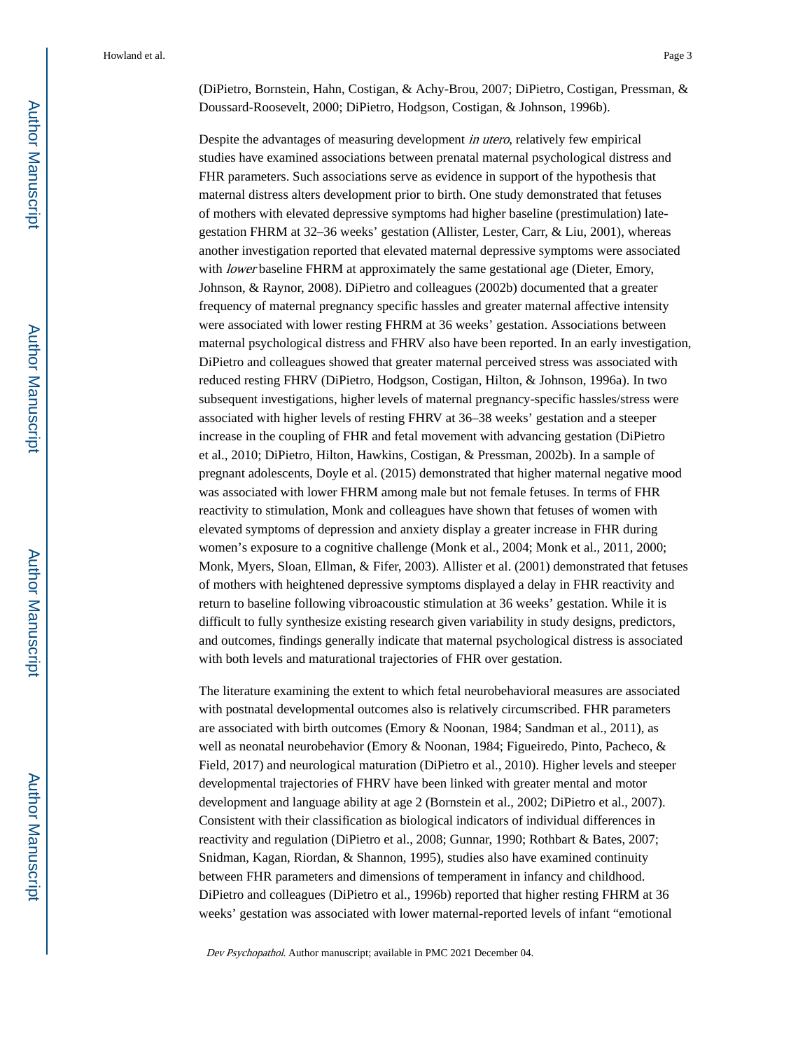(DiPietro, Bornstein, Hahn, Costigan, & Achy-Brou, 2007; DiPietro, Costigan, Pressman, & Doussard-Roosevelt, 2000; DiPietro, Hodgson, Costigan, & Johnson, 1996b).

Despite the advantages of measuring development *in utero*, relatively few empirical studies have examined associations between prenatal maternal psychological distress and FHR parameters. Such associations serve as evidence in support of the hypothesis that maternal distress alters development prior to birth. One study demonstrated that fetuses of mothers with elevated depressive symptoms had higher baseline (prestimulation) late-gestation FHRM at 32–36 weeks' gestation (Allister, Lester, Carr, & Liu, 2001), whereas another investigation reported that elevated maternal depressive symptoms were associated with *lower* baseline FHRM at approximately the same gestational age (Dieter, Emory, Johnson, & Raynor, 2008). DiPietro and colleagues (2002b) documented that a greater frequency of maternal pregnancy specific hassles and greater maternal affective intensity were associated with lower resting FHRM at 36 weeks' gestation. Associations between maternal psychological distress and FHRV also have been reported. In an early investigation, DiPietro and colleagues showed that greater maternal perceived stress was associated with reduced resting FHRV (DiPietro, Hodgson, Costigan, Hilton, & Johnson, 1996a). In two subsequent investigations, higher levels of maternal pregnancy-specific hassles/stress were associated with higher levels of resting FHRV at 36–38 weeks' gestation and a steeper increase in the coupling of FHR and fetal movement with advancing gestation (DiPietro et al., 2010; DiPietro, Hilton, Hawkins, Costigan, & Pressman, 2002b). In a sample of pregnant adolescents, Doyle et al. (2015) demonstrated that higher maternal negative mood was associated with lower FHRM among male but not female fetuses. In terms of FHR reactivity to stimulation, Monk and colleagues have shown that fetuses of women with elevated symptoms of depression and anxiety display a greater increase in FHR during women's exposure to a cognitive challenge (Monk et al., 2004; Monk et al., 2011, 2000; Monk, Myers, Sloan, Ellman, & Fifer, 2003). Allister et al. (2001) demonstrated that fetuses of mothers with heightened depressive symptoms displayed a delay in FHR reactivity and return to baseline following vibroacoustic stimulation at 36 weeks' gestation. While it is difficult to fully synthesize existing research given variability in study designs, predictors, and outcomes, findings generally indicate that maternal psychological distress is associated with both levels and maturational trajectories of FHR over gestation.

The literature examining the extent to which fetal neurobehavioral measures are associated with postnatal developmental outcomes also is relatively circumscribed. FHR parameters are associated with birth outcomes (Emory & Noonan, 1984; Sandman et al., 2011), as well as neonatal neurobehavior (Emory & Noonan, 1984; Figueiredo, Pinto, Pacheco, & Field, 2017) and neurological maturation (DiPietro et al., 2010). Higher levels and steeper developmental trajectories of FHRV have been linked with greater mental and motor development and language ability at age 2 (Bornstein et al., 2002; DiPietro et al., 2007). Consistent with their classification as biological indicators of individual differences in reactivity and regulation (DiPietro et al., 2008; Gunnar, 1990; Rothbart & Bates, 2007; Snidman, Kagan, Riordan, & Shannon, 1995), studies also have examined continuity between FHR parameters and dimensions of temperament in infancy and childhood. DiPietro and colleagues (DiPietro et al., 1996b) reported that higher resting FHRM at 36 weeks' gestation was associated with lower maternal-reported levels of infant "emotional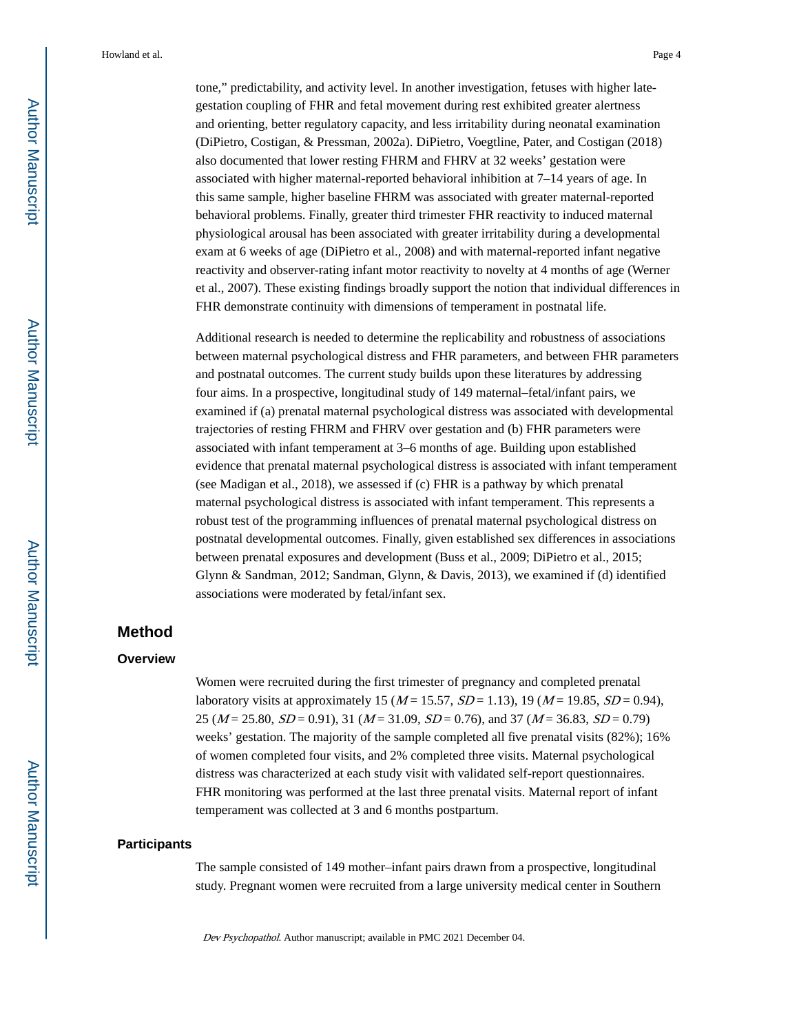tone," predictability, and activity level. In another investigation, fetuses with higher late-gestation coupling of FHR and fetal movement during rest exhibited greater alertness and orienting, better regulatory capacity, and less irritability during neonatal examination (DiPietro, Costigan, & Pressman, 2002a). DiPietro, Voegtline, Pater, and Costigan (2018) also documented that lower resting FHRM and FHRV at 32 weeks' gestation were associated with higher maternal-reported behavioral inhibition at 7–14 years of age. In this same sample, higher baseline FHRM was associated with greater maternal-reported behavioral problems. Finally, greater third trimester FHR reactivity to induced maternal physiological arousal has been associated with greater irritability during a developmental exam at 6 weeks of age (DiPietro et al., 2008) and with maternal-reported infant negative reactivity and observer-rating infant motor reactivity to novelty at 4 months of age (Werner et al., 2007). These existing findings broadly support the notion that individual differences in FHR demonstrate continuity with dimensions of temperament in postnatal life.

Additional research is needed to determine the replicability and robustness of associations between maternal psychological distress and FHR parameters, and between FHR parameters and postnatal outcomes. The current study builds upon these literatures by addressing four aims. In a prospective, longitudinal study of 149 maternal–fetal/infant pairs, we examined if (a) prenatal maternal psychological distress was associated with developmental trajectories of resting FHRM and FHRV over gestation and (b) FHR parameters were associated with infant temperament at 3–6 months of age. Building upon established evidence that prenatal maternal psychological distress is associated with infant temperament (see Madigan et al., 2018), we assessed if (c) FHR is a pathway by which prenatal maternal psychological distress is associated with infant temperament. This represents a robust test of the programming influences of prenatal maternal psychological distress on postnatal developmental outcomes. Finally, given established sex differences in associations between prenatal exposures and development (Buss et al., 2009; DiPietro et al., 2015; Glynn & Sandman, 2012; Sandman, Glynn, & Davis, 2013), we examined if (d) identified associations were moderated by fetal/infant sex.

## Method

### Overview

Women were recruited during the first trimester of pregnancy and completed prenatal laboratory visits at approximately 15 ($M$ = 15.57, $SD$ = 1.13), 19 ($M$ = 19.85, $SD$ = 0.94), 25 ($M$ = 25.80, $SD$ = 0.91), 31 ($M$ = 31.09, $SD$ = 0.76), and 37 ($M$ = 36.83, $SD$ = 0.79) weeks' gestation. The majority of the sample completed all five prenatal visits (82%); 16% of women completed four visits, and 2% completed three visits. Maternal psychological distress was characterized at each study visit with validated self-report questionnaires. FHR monitoring was performed at the last three prenatal visits. Maternal report of infant temperament was collected at 3 and 6 months postpartum.

### Participants

The sample consisted of 149 mother–infant pairs drawn from a prospective, longitudinal study. Pregnant women were recruited from a large university medical center in Southern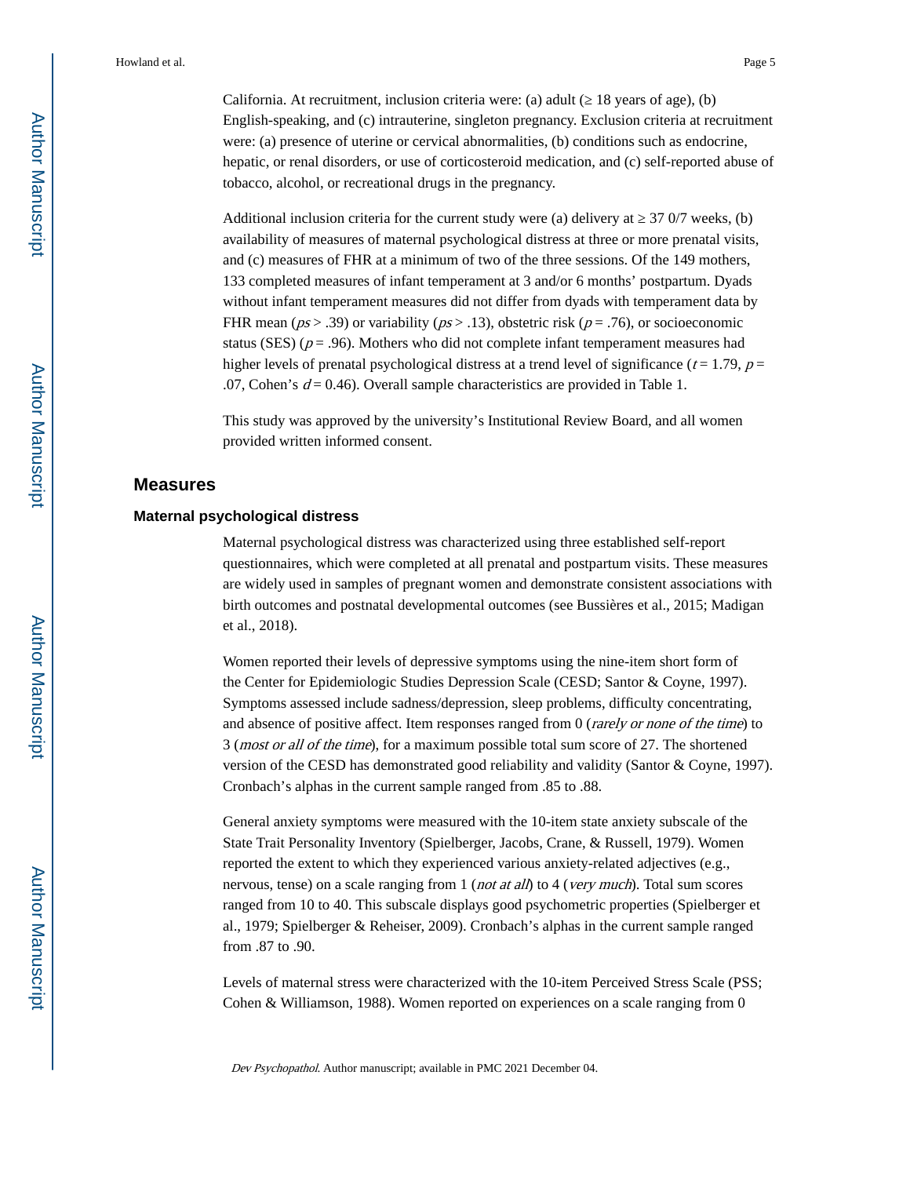California. At recruitment, inclusion criteria were: (a) adult (≥ 18 years of age), (b) English-speaking, and (c) intrauterine, singleton pregnancy. Exclusion criteria at recruitment were: (a) presence of uterine or cervical abnormalities, (b) conditions such as endocrine, hepatic, or renal disorders, or use of corticosteroid medication, and (c) self-reported abuse of tobacco, alcohol, or recreational drugs in the pregnancy.

Additional inclusion criteria for the current study were (a) delivery at ≥ 37 0/7 weeks, (b) availability of measures of maternal psychological distress at three or more prenatal visits, and (c) measures of FHR at a minimum of two of the three sessions. Of the 149 mothers, 133 completed measures of infant temperament at 3 and/or 6 months' postpartum. Dyads without infant temperament measures did not differ from dyads with temperament data by FHR mean (*ps* > .39) or variability (*ps* > .13), obstetric risk ($p = .76$), or socioeconomic status (SES) ($p = .96$). Mothers who did not complete infant temperament measures had higher levels of prenatal psychological distress at a trend level of significance ($t = 1.79$, $p = .07$, Cohen's $d = 0.46$). Overall sample characteristics are provided in Table 1.

This study was approved by the university's Institutional Review Board, and all women provided written informed consent.

## Measures

### Maternal psychological distress

Maternal psychological distress was characterized using three established self-report questionnaires, which were completed at all prenatal and postpartum visits. These measures are widely used in samples of pregnant women and demonstrate consistent associations with birth outcomes and postnatal developmental outcomes (see Bussières et al., 2015; Madigan et al., 2018).

Women reported their levels of depressive symptoms using the nine-item short form of the Center for Epidemiologic Studies Depression Scale (CESD; Santor & Coyne, 1997). Symptoms assessed include sadness/depression, sleep problems, difficulty concentrating, and absence of positive affect. Item responses ranged from 0 (*rarely or none of the time*) to 3 (*most or all of the time*), for a maximum possible total sum score of 27. The shortened version of the CESD has demonstrated good reliability and validity (Santor & Coyne, 1997). Cronbach's alphas in the current sample ranged from .85 to .88.

General anxiety symptoms were measured with the 10-item state anxiety subscale of the State Trait Personality Inventory (Spielberger, Jacobs, Crane, & Russell, 1979). Women reported the extent to which they experienced various anxiety-related adjectives (e.g., nervous, tense) on a scale ranging from 1 (*not at all*) to 4 (*very much*). Total sum scores ranged from 10 to 40. This subscale displays good psychometric properties (Spielberger et al., 1979; Spielberger & Reheiser, 2009). Cronbach's alphas in the current sample ranged from .87 to .90.

Levels of maternal stress were characterized with the 10-item Perceived Stress Scale (PSS; Cohen & Williamson, 1988). Women reported on experiences on a scale ranging from 0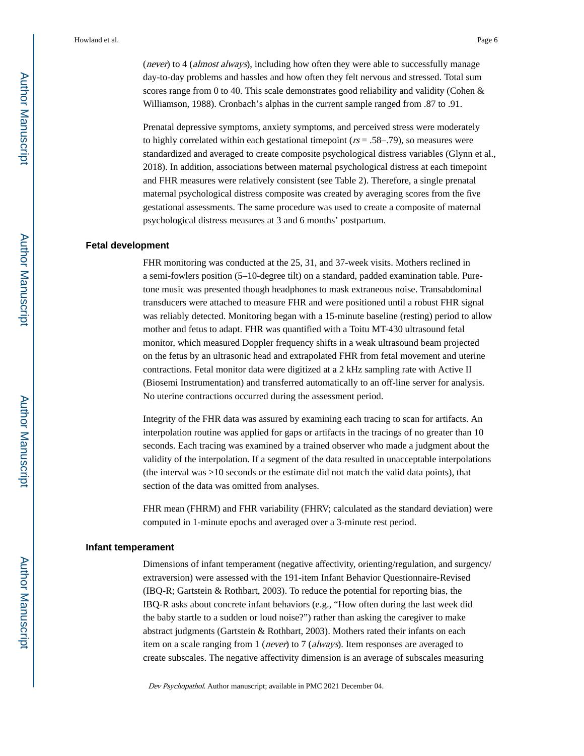(*never*) to 4 (*almost always*), including how often they were able to successfully manage day-to-day problems and hassles and how often they felt nervous and stressed. Total sum scores range from 0 to 40. This scale demonstrates good reliability and validity (Cohen & Williamson, 1988). Cronbach's alphas in the current sample ranged from .87 to .91.

Prenatal depressive symptoms, anxiety symptoms, and perceived stress were moderately to highly correlated within each gestational timepoint (*rs* = .58–.79), so measures were standardized and averaged to create composite psychological distress variables (Glynn et al., 2018). In addition, associations between maternal psychological distress at each timepoint and FHR measures were relatively consistent (see Table 2). Therefore, a single prenatal maternal psychological distress composite was created by averaging scores from the five gestational assessments. The same procedure was used to create a composite of maternal psychological distress measures at 3 and 6 months' postpartum.

### Fetal development

FHR monitoring was conducted at the 25, 31, and 37-week visits. Mothers reclined in a semi-fowlers position (5–10-degree tilt) on a standard, padded examination table. Pure-tone music was presented though headphones to mask extraneous noise. Transabdominal transducers were attached to measure FHR and were positioned until a robust FHR signal was reliably detected. Monitoring began with a 15-minute baseline (resting) period to allow mother and fetus to adapt. FHR was quantified with a Toitu MT-430 ultrasound fetal monitor, which measured Doppler frequency shifts in a weak ultrasonic beam projected on the fetus by an ultrasonic head and extrapolated FHR from fetal movement and uterine contractions. Fetal monitor data were digitized at a 2 kHz sampling rate with Active II (Biosemi Instrumentation) and transferred automatically to an off-line server for analysis. No uterine contractions occurred during the assessment period.

Integrity of the FHR data was assured by examining each tracing to scan for artifacts. An interpolation routine was applied for gaps or artifacts in the tracings of no greater than 10 seconds. Each tracing was examined by a trained observer who made a judgment about the validity of the interpolation. If a segment of the data resulted in unacceptable interpolations (the interval was >10 seconds or the estimate did not match the valid data points), that section of the data was omitted from analyses.

FHR mean (FHRM) and FHR variability (FHRV; calculated as the standard deviation) were computed in 1-minute epochs and averaged over a 3-minute rest period.

### Infant temperament

Dimensions of infant temperament (negative affectivity, orienting/regulation, and surgency/extraversion) were assessed with the 191-item Infant Behavior Questionnaire-Revised (IBQ-R; Gartstein & Rothbart, 2003). To reduce the potential for reporting bias, the IBQ-R asks about concrete infant behaviors (e.g., "How often during the last week did the baby startle to a sudden or loud noise?") rather than asking the caregiver to make abstract judgments (Gartstein & Rothbart, 2003). Mothers rated their infants on each item on a scale ranging from 1 (*never*) to 7 (*always*). Item responses are averaged to create subscales. The negative affectivity dimension is an average of subscales measuring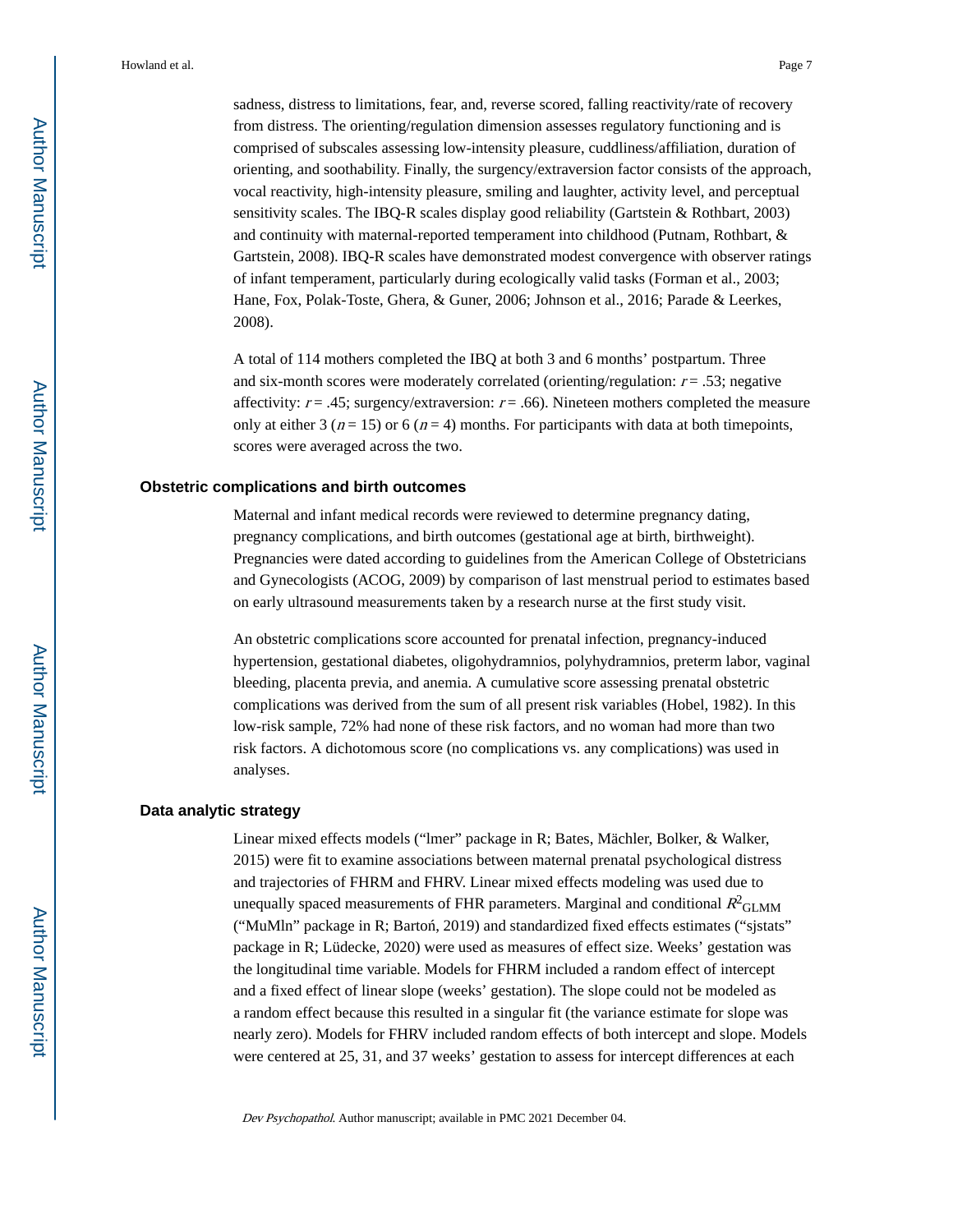sadness, distress to limitations, fear, and, reverse scored, falling reactivity/rate of recovery from distress. The orienting/regulation dimension assesses regulatory functioning and is comprised of subscales assessing low-intensity pleasure, cuddliness/affiliation, duration of orienting, and soothability. Finally, the surgency/extraversion factor consists of the approach, vocal reactivity, high-intensity pleasure, smiling and laughter, activity level, and perceptual sensitivity scales. The IBQ-R scales display good reliability (Gartstein & Rothbart, 2003) and continuity with maternal-reported temperament into childhood (Putnam, Rothbart, & Gartstein, 2008). IBQ-R scales have demonstrated modest convergence with observer ratings of infant temperament, particularly during ecologically valid tasks (Forman et al., 2003; Hane, Fox, Polak-Toste, Ghera, & Guner, 2006; Johnson et al., 2016; Parade & Leerkes, 2008).

A total of 114 mothers completed the IBQ at both 3 and 6 months' postpartum. Three and six-month scores were moderately correlated (orienting/regulation: $r = .53$; negative affectivity: $r = .45$; surgency/extraversion: $r = .66$). Nineteen mothers completed the measure only at either 3 ($n = 15$) or 6 ($n = 4$) months. For participants with data at both timepoints, scores were averaged across the two.

### Obstetric complications and birth outcomes

Maternal and infant medical records were reviewed to determine pregnancy dating, pregnancy complications, and birth outcomes (gestational age at birth, birthweight). Pregnancies were dated according to guidelines from the American College of Obstetricians and Gynecologists (ACOG, 2009) by comparison of last menstrual period to estimates based on early ultrasound measurements taken by a research nurse at the first study visit.

An obstetric complications score accounted for prenatal infection, pregnancy-induced hypertension, gestational diabetes, oligohydramnios, polyhydramnios, preterm labor, vaginal bleeding, placenta previa, and anemia. A cumulative score assessing prenatal obstetric complications was derived from the sum of all present risk variables (Hobel, 1982). In this low-risk sample, 72% had none of these risk factors, and no woman had more than two risk factors. A dichotomous score (no complications vs. any complications) was used in analyses.

### Data analytic strategy

Linear mixed effects models ("lmer" package in R; Bates, Mächler, Bolker, & Walker, 2015) were fit to examine associations between maternal prenatal psychological distress and trajectories of FHRM and FHRV. Linear mixed effects modeling was used due to unequally spaced measurements of FHR parameters. Marginal and conditional $R^2_{GLMM}$ ("MuMln" package in R; Bartoń, 2019) and standardized fixed effects estimates ("sjstats" package in R; Lüdecke, 2020) were used as measures of effect size. Weeks' gestation was the longitudinal time variable. Models for FHRM included a random effect of intercept and a fixed effect of linear slope (weeks' gestation). The slope could not be modeled as a random effect because this resulted in a singular fit (the variance estimate for slope was nearly zero). Models for FHRV included random effects of both intercept and slope. Models were centered at 25, 31, and 37 weeks' gestation to assess for intercept differences at each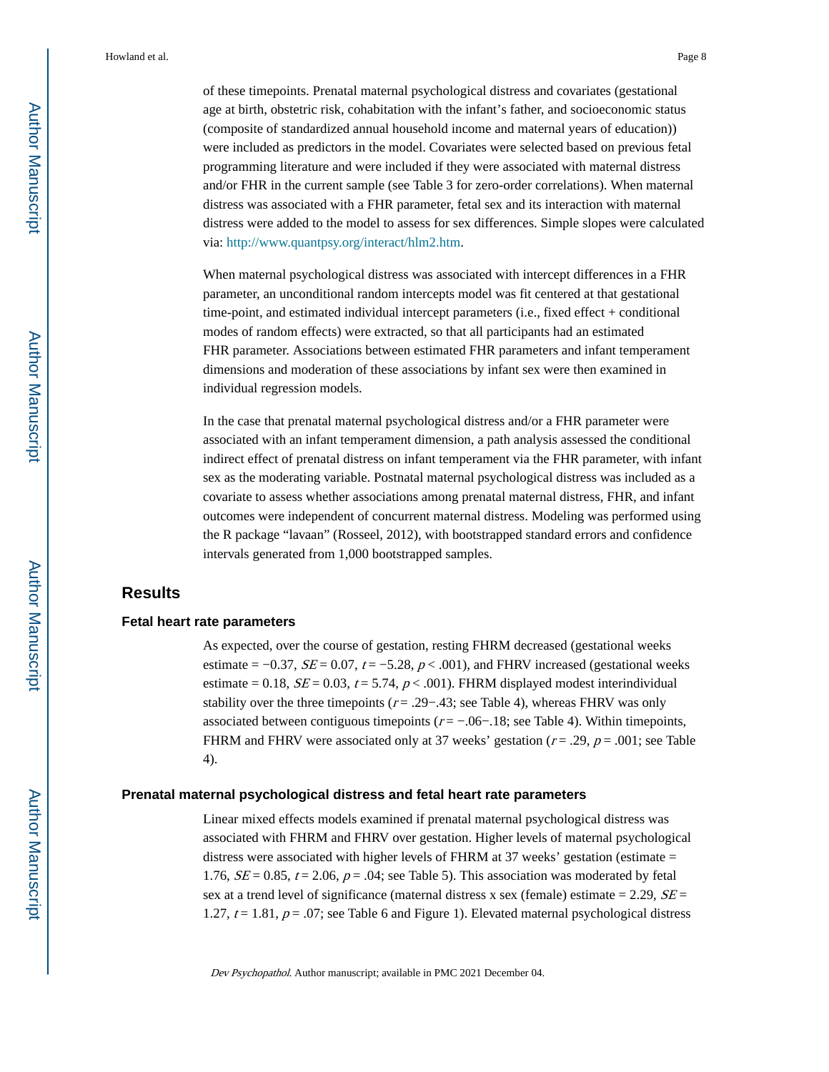of these timepoints. Prenatal maternal psychological distress and covariates (gestational age at birth, obstetric risk, cohabitation with the infant's father, and socioeconomic status (composite of standardized annual household income and maternal years of education)) were included as predictors in the model. Covariates were selected based on previous fetal programming literature and were included if they were associated with maternal distress and/or FHR in the current sample (see Table 3 for zero-order correlations). When maternal distress was associated with a FHR parameter, fetal sex and its interaction with maternal distress were added to the model to assess for sex differences. Simple slopes were calculated via: http://www.quantpsy.org/interact/hlm2.htm.

When maternal psychological distress was associated with intercept differences in a FHR parameter, an unconditional random intercepts model was fit centered at that gestational time-point, and estimated individual intercept parameters (i.e., fixed effect + conditional modes of random effects) were extracted, so that all participants had an estimated FHR parameter. Associations between estimated FHR parameters and infant temperament dimensions and moderation of these associations by infant sex were then examined in individual regression models.

In the case that prenatal maternal psychological distress and/or a FHR parameter were associated with an infant temperament dimension, a path analysis assessed the conditional indirect effect of prenatal distress on infant temperament via the FHR parameter, with infant sex as the moderating variable. Postnatal maternal psychological distress was included as a covariate to assess whether associations among prenatal maternal distress, FHR, and infant outcomes were independent of concurrent maternal distress. Modeling was performed using the R package "lavaan" (Rosseel, 2012), with bootstrapped standard errors and confidence intervals generated from 1,000 bootstrapped samples.

## Results

### Fetal heart rate parameters

As expected, over the course of gestation, resting FHRM decreased (gestational weeks estimate = −0.37, $SE = 0.07$, $t = -5.28$, $p < .001$), and FHRV increased (gestational weeks estimate = 0.18, $SE = 0.03$, $t = 5.74$, $p < .001$). FHRM displayed modest interindividual stability over the three timepoints ($r = .29{-}.43$; see Table 4), whereas FHRV was only associated between contiguous timepoints ($r = -.06{-}.18$; see Table 4). Within timepoints, FHRM and FHRV were associated only at 37 weeks' gestation ($r = .29$, $p = .001$; see Table 4).

### Prenatal maternal psychological distress and fetal heart rate parameters

Linear mixed effects models examined if prenatal maternal psychological distress was associated with FHRM and FHRV over gestation. Higher levels of maternal psychological distress were associated with higher levels of FHRM at 37 weeks' gestation (estimate = 1.76, $SE = 0.85$, $t = 2.06$, $p = .04$; see Table 5). This association was moderated by fetal sex at a trend level of significance (maternal distress x sex (female) estimate = 2.29, $SE = 1.27$, $t = 1.81$, $p = .07$; see Table 6 and Figure 1). Elevated maternal psychological distress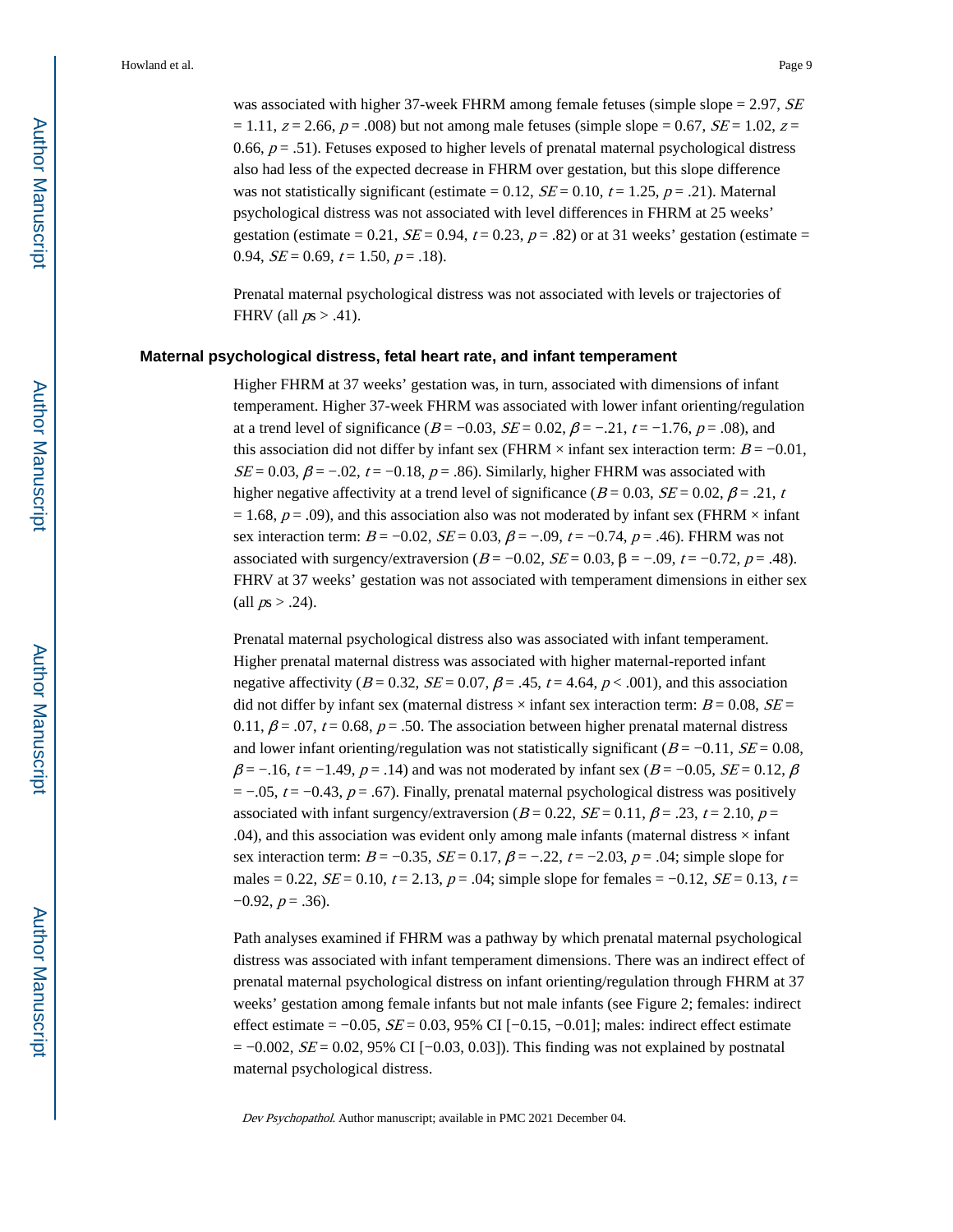was associated with higher 37-week FHRM among female fetuses (simple slope = 2.97, $SE$ = 1.11, $z$ = 2.66, $p$ = .008) but not among male fetuses (simple slope = 0.67, $SE$ = 1.02, $z$ = 0.66, $p$ = .51). Fetuses exposed to higher levels of prenatal maternal psychological distress also had less of the expected decrease in FHRM over gestation, but this slope difference was not statistically significant (estimate = 0.12, $SE$ = 0.10, $t$ = 1.25, $p$ = .21). Maternal psychological distress was not associated with level differences in FHRM at 25 weeks' gestation (estimate = 0.21, $SE$ = 0.94, $t$ = 0.23, $p$ = .82) or at 31 weeks' gestation (estimate = 0.94, $SE$ = 0.69, $t$ = 1.50, $p$ = .18).

Prenatal maternal psychological distress was not associated with levels or trajectories of FHRV (all $ps$ > .41).

### Maternal psychological distress, fetal heart rate, and infant temperament

Higher FHRM at 37 weeks' gestation was, in turn, associated with dimensions of infant temperament. Higher 37-week FHRM was associated with lower infant orienting/regulation at a trend level of significance ($B$ = −0.03, $SE$ = 0.02, $\beta$ = −.21, $t$ = −1.76, $p$ = .08), and this association did not differ by infant sex (FHRM × infant sex interaction term: $B$ = −0.01, $SE$ = 0.03, $\beta$ = −.02, $t$ = −0.18, $p$ = .86). Similarly, higher FHRM was associated with higher negative affectivity at a trend level of significance ($B$ = 0.03, $SE$ = 0.02, $\beta$ = .21, $t$ = 1.68, $p$ = .09), and this association also was not moderated by infant sex (FHRM × infant sex interaction term: $B$ = −0.02, $SE$ = 0.03, $\beta$ = −.09, $t$ = −0.74, $p$ = .46). FHRM was not associated with surgency/extraversion ($B$ = −0.02, $SE$ = 0.03, β = −.09, $t$ = −0.72, $p$ = .48). FHRV at 37 weeks' gestation was not associated with temperament dimensions in either sex (all $ps$ > .24).

Prenatal maternal psychological distress also was associated with infant temperament. Higher prenatal maternal distress was associated with higher maternal-reported infant negative affectivity ($B$ = 0.32, $SE$ = 0.07, $\beta$ = .45, $t$ = 4.64, $p$ < .001), and this association did not differ by infant sex (maternal distress × infant sex interaction term: $B$ = 0.08, $SE$ = 0.11, $\beta$ = .07, $t$ = 0.68, $p$ = .50. The association between higher prenatal maternal distress and lower infant orienting/regulation was not statistically significant ($B$ = −0.11, $SE$ = 0.08, $\beta$ = −.16, $t$ = −1.49, $p$ = .14) and was not moderated by infant sex ($B$ = −0.05, $SE$ = 0.12, $\beta$ = −.05, $t$ = −0.43, $p$ = .67). Finally, prenatal maternal psychological distress was positively associated with infant surgency/extraversion ($B$ = 0.22, $SE$ = 0.11, $\beta$ = .23, $t$ = 2.10, $p$ = .04), and this association was evident only among male infants (maternal distress × infant sex interaction term: $B$ = −0.35, $SE$ = 0.17, $\beta$ = −.22, $t$ = −2.03, $p$ = .04; simple slope for males = 0.22, $SE$ = 0.10, $t$ = 2.13, $p$ = .04; simple slope for females = −0.12, $SE$ = 0.13, $t$ = −0.92, $p$ = .36).

Path analyses examined if FHRM was a pathway by which prenatal maternal psychological distress was associated with infant temperament dimensions. There was an indirect effect of prenatal maternal psychological distress on infant orienting/regulation through FHRM at 37 weeks' gestation among female infants but not male infants (see Figure 2; females: indirect effect estimate = −0.05, $SE$ = 0.03, 95% CI [−0.15, −0.01]; males: indirect effect estimate = −0.002, $SE$ = 0.02, 95% CI [−0.03, 0.03]). This finding was not explained by postnatal maternal psychological distress.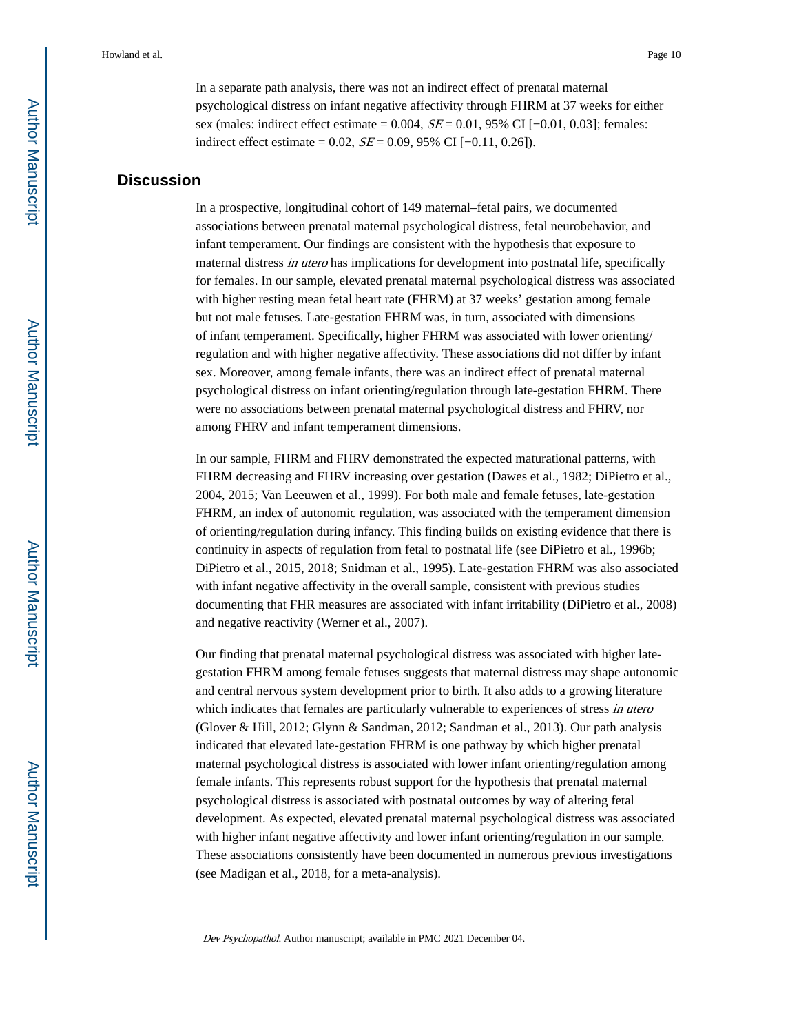In a separate path analysis, there was not an indirect effect of prenatal maternal psychological distress on infant negative affectivity through FHRM at 37 weeks for either sex (males: indirect effect estimate = 0.004, *SE* = 0.01, 95% CI [−0.01, 0.03]; females: indirect effect estimate = 0.02, *SE* = 0.09, 95% CI [−0.11, 0.26]).

## Discussion

In a prospective, longitudinal cohort of 149 maternal–fetal pairs, we documented associations between prenatal maternal psychological distress, fetal neurobehavior, and infant temperament. Our findings are consistent with the hypothesis that exposure to maternal distress *in utero* has implications for development into postnatal life, specifically for females. In our sample, elevated prenatal maternal psychological distress was associated with higher resting mean fetal heart rate (FHRM) at 37 weeks' gestation among female but not male fetuses. Late-gestation FHRM was, in turn, associated with dimensions of infant temperament. Specifically, higher FHRM was associated with lower orienting/regulation and with higher negative affectivity. These associations did not differ by infant sex. Moreover, among female infants, there was an indirect effect of prenatal maternal psychological distress on infant orienting/regulation through late-gestation FHRM. There were no associations between prenatal maternal psychological distress and FHRV, nor among FHRV and infant temperament dimensions.

In our sample, FHRM and FHRV demonstrated the expected maturational patterns, with FHRM decreasing and FHRV increasing over gestation (Dawes et al., 1982; DiPietro et al., 2004, 2015; Van Leeuwen et al., 1999). For both male and female fetuses, late-gestation FHRM, an index of autonomic regulation, was associated with the temperament dimension of orienting/regulation during infancy. This finding builds on existing evidence that there is continuity in aspects of regulation from fetal to postnatal life (see DiPietro et al., 1996b; DiPietro et al., 2015, 2018; Snidman et al., 1995). Late-gestation FHRM was also associated with infant negative affectivity in the overall sample, consistent with previous studies documenting that FHR measures are associated with infant irritability (DiPietro et al., 2008) and negative reactivity (Werner et al., 2007).

Our finding that prenatal maternal psychological distress was associated with higher late-gestation FHRM among female fetuses suggests that maternal distress may shape autonomic and central nervous system development prior to birth. It also adds to a growing literature which indicates that females are particularly vulnerable to experiences of stress *in utero* (Glover & Hill, 2012; Glynn & Sandman, 2012; Sandman et al., 2013). Our path analysis indicated that elevated late-gestation FHRM is one pathway by which higher prenatal maternal psychological distress is associated with lower infant orienting/regulation among female infants. This represents robust support for the hypothesis that prenatal maternal psychological distress is associated with postnatal outcomes by way of altering fetal development. As expected, elevated prenatal maternal psychological distress was associated with higher infant negative affectivity and lower infant orienting/regulation in our sample. These associations consistently have been documented in numerous previous investigations (see Madigan et al., 2018, for a meta-analysis).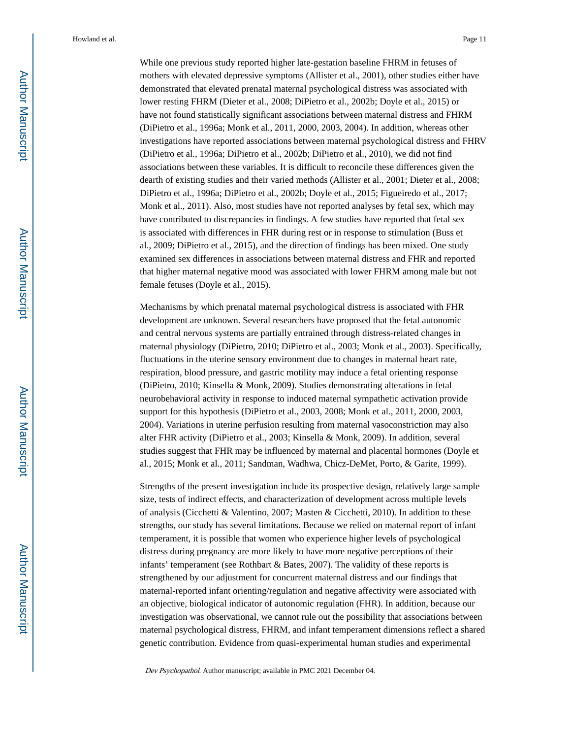While one previous study reported higher late-gestation baseline FHRM in fetuses of mothers with elevated depressive symptoms (Allister et al., 2001), other studies either have demonstrated that elevated prenatal maternal psychological distress was associated with lower resting FHRM (Dieter et al., 2008; DiPietro et al., 2002b; Doyle et al., 2015) or have not found statistically significant associations between maternal distress and FHRM (DiPietro et al., 1996a; Monk et al., 2011, 2000, 2003, 2004). In addition, whereas other investigations have reported associations between maternal psychological distress and FHRV (DiPietro et al., 1996a; DiPietro et al., 2002b; DiPietro et al., 2010), we did not find associations between these variables. It is difficult to reconcile these differences given the dearth of existing studies and their varied methods (Allister et al., 2001; Dieter et al., 2008; DiPietro et al., 1996a; DiPietro et al., 2002b; Doyle et al., 2015; Figueiredo et al., 2017; Monk et al., 2011). Also, most studies have not reported analyses by fetal sex, which may have contributed to discrepancies in findings. A few studies have reported that fetal sex is associated with differences in FHR during rest or in response to stimulation (Buss et al., 2009; DiPietro et al., 2015), and the direction of findings has been mixed. One study examined sex differences in associations between maternal distress and FHR and reported that higher maternal negative mood was associated with lower FHRM among male but not female fetuses (Doyle et al., 2015).

Mechanisms by which prenatal maternal psychological distress is associated with FHR development are unknown. Several researchers have proposed that the fetal autonomic and central nervous systems are partially entrained through distress-related changes in maternal physiology (DiPietro, 2010; DiPietro et al., 2003; Monk et al., 2003). Specifically, fluctuations in the uterine sensory environment due to changes in maternal heart rate, respiration, blood pressure, and gastric motility may induce a fetal orienting response (DiPietro, 2010; Kinsella & Monk, 2009). Studies demonstrating alterations in fetal neurobehavioral activity in response to induced maternal sympathetic activation provide support for this hypothesis (DiPietro et al., 2003, 2008; Monk et al., 2011, 2000, 2003, 2004). Variations in uterine perfusion resulting from maternal vasoconstriction may also alter FHR activity (DiPietro et al., 2003; Kinsella & Monk, 2009). In addition, several studies suggest that FHR may be influenced by maternal and placental hormones (Doyle et al., 2015; Monk et al., 2011; Sandman, Wadhwa, Chicz-DeMet, Porto, & Garite, 1999).

Strengths of the present investigation include its prospective design, relatively large sample size, tests of indirect effects, and characterization of development across multiple levels of analysis (Cicchetti & Valentino, 2007; Masten & Cicchetti, 2010). In addition to these strengths, our study has several limitations. Because we relied on maternal report of infant temperament, it is possible that women who experience higher levels of psychological distress during pregnancy are more likely to have more negative perceptions of their infants' temperament (see Rothbart & Bates, 2007). The validity of these reports is strengthened by our adjustment for concurrent maternal distress and our findings that maternal-reported infant orienting/regulation and negative affectivity were associated with an objective, biological indicator of autonomic regulation (FHR). In addition, because our investigation was observational, we cannot rule out the possibility that associations between maternal psychological distress, FHRM, and infant temperament dimensions reflect a shared genetic contribution. Evidence from quasi-experimental human studies and experimental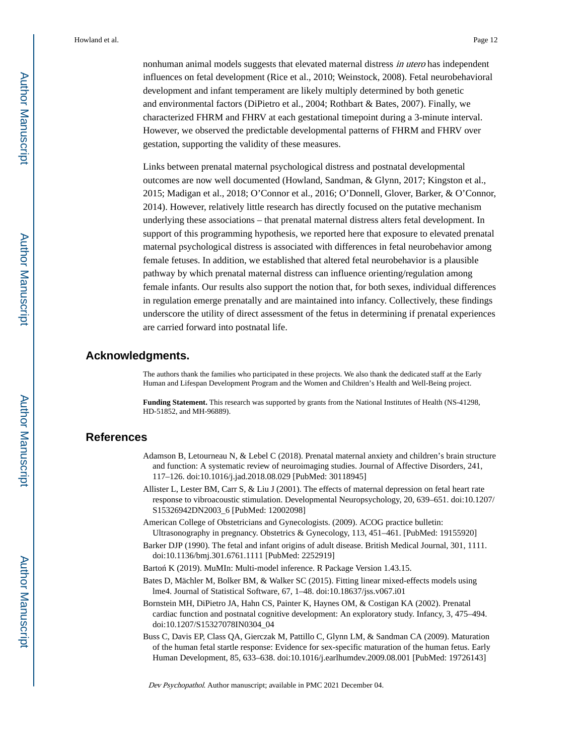nonhuman animal models suggests that elevated maternal distress *in utero* has independent influences on fetal development (Rice et al., 2010; Weinstock, 2008). Fetal neurobehavioral development and infant temperament are likely multiply determined by both genetic and environmental factors (DiPietro et al., 2004; Rothbart & Bates, 2007). Finally, we characterized FHRM and FHRV at each gestational timepoint during a 3-minute interval. However, we observed the predictable developmental patterns of FHRM and FHRV over gestation, supporting the validity of these measures.

Links between prenatal maternal psychological distress and postnatal developmental outcomes are now well documented (Howland, Sandman, & Glynn, 2017; Kingston et al., 2015; Madigan et al., 2018; O'Connor et al., 2016; O'Donnell, Glover, Barker, & O'Connor, 2014). However, relatively little research has directly focused on the putative mechanism underlying these associations – that prenatal maternal distress alters fetal development. In support of this programming hypothesis, we reported here that exposure to elevated prenatal maternal psychological distress is associated with differences in fetal neurobehavior among female fetuses. In addition, we established that altered fetal neurobehavior is a plausible pathway by which prenatal maternal distress can influence orienting/regulation among female infants. Our results also support the notion that, for both sexes, individual differences in regulation emerge prenatally and are maintained into infancy. Collectively, these findings underscore the utility of direct assessment of the fetus in determining if prenatal experiences are carried forward into postnatal life.

## Acknowledgments.

The authors thank the families who participated in these projects. We also thank the dedicated staff at the Early Human and Lifespan Development Program and the Women and Children's Health and Well-Being project.

**Funding Statement.** This research was supported by grants from the National Institutes of Health (NS-41298, HD-51852, and MH-96889).

## References

Adamson B, Letourneau N, & Lebel C (2018). Prenatal maternal anxiety and children's brain structure and function: A systematic review of neuroimaging studies. Journal of Affective Disorders, 241, 117–126. doi:10.1016/j.jad.2018.08.029 [PubMed: 30118945]

Allister L, Lester BM, Carr S, & Liu J (2001). The effects of maternal depression on fetal heart rate response to vibroacoustic stimulation. Developmental Neuropsychology, 20, 639–651. doi:10.1207/S15326942DN2003_6 [PubMed: 12002098]

American College of Obstetricians and Gynecologists. (2009). ACOG practice bulletin: Ultrasonography in pregnancy. Obstetrics & Gynecology, 113, 451–461. [PubMed: 19155920]

Barker DJP (1990). The fetal and infant origins of adult disease. British Medical Journal, 301, 1111. doi:10.1136/bmj.301.6761.1111 [PubMed: 2252919]

Bartoń K (2019). MuMIn: Multi-model inference. R Package Version 1.43.15.

Bates D, Mächler M, Bolker BM, & Walker SC (2015). Fitting linear mixed-effects models using lme4. Journal of Statistical Software, 67, 1–48. doi:10.18637/jss.v067.i01

Bornstein MH, DiPietro JA, Hahn CS, Painter K, Haynes OM, & Costigan KA (2002). Prenatal cardiac function and postnatal cognitive development: An exploratory study. Infancy, 3, 475–494. doi:10.1207/S15327078IN0304_04

Buss C, Davis EP, Class QA, Gierczak M, Pattillo C, Glynn LM, & Sandman CA (2009). Maturation of the human fetal startle response: Evidence for sex-specific maturation of the human fetus. Early Human Development, 85, 633–638. doi:10.1016/j.earlhumdev.2009.08.001 [PubMed: 19726143]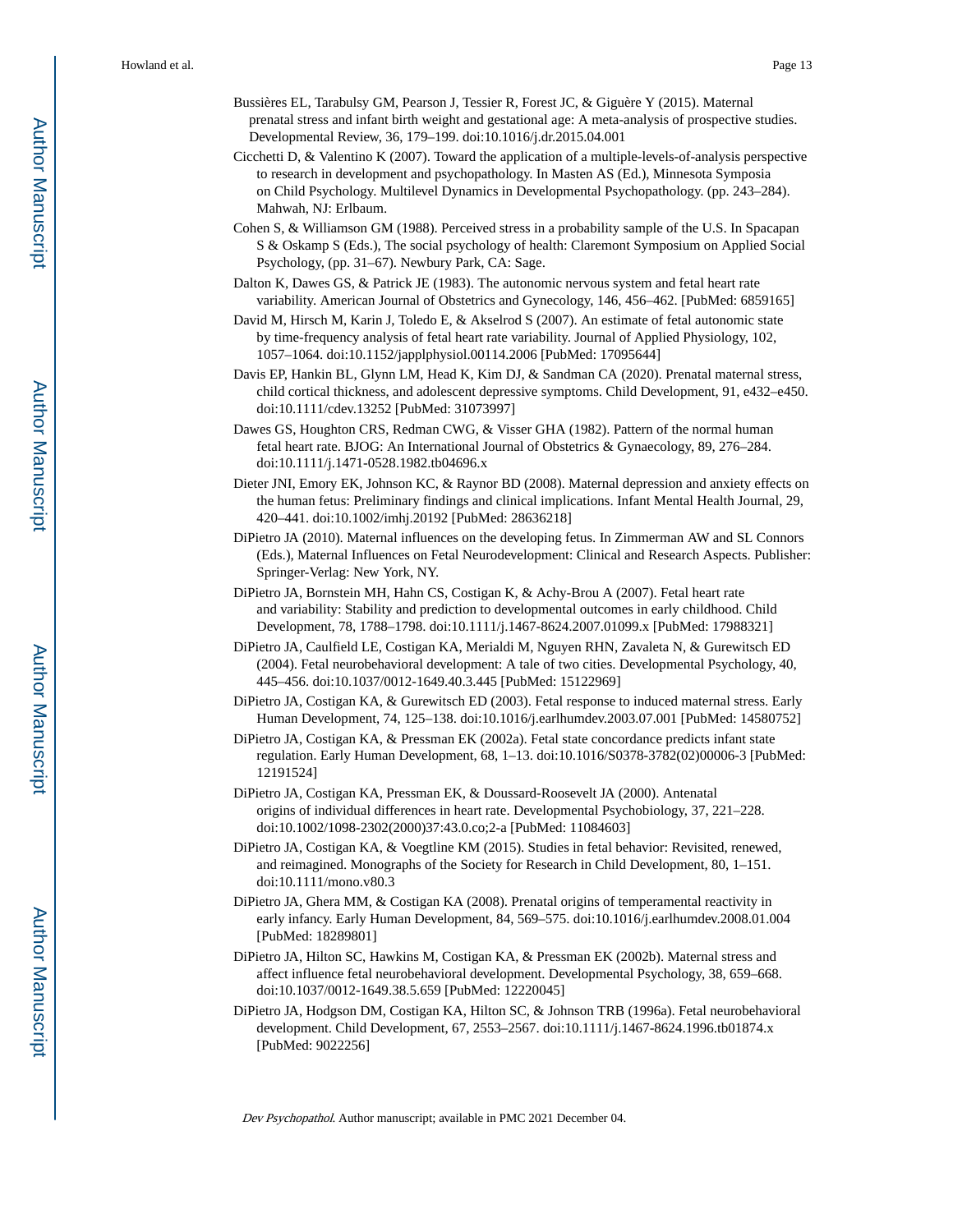Bussières EL, Tarabulsy GM, Pearson J, Tessier R, Forest JC, & Giguère Y (2015). Maternal prenatal stress and infant birth weight and gestational age: A meta-analysis of prospective studies. Developmental Review, 36, 179–199. doi:10.1016/j.dr.2015.04.001

Cicchetti D, & Valentino K (2007). Toward the application of a multiple-levels-of-analysis perspective to research in development and psychopathology. In Masten AS (Ed.), Minnesota Symposia on Child Psychology. Multilevel Dynamics in Developmental Psychopathology. (pp. 243–284). Mahwah, NJ: Erlbaum.

Cohen S, & Williamson GM (1988). Perceived stress in a probability sample of the U.S. In Spacapan S & Oskamp S (Eds.), The social psychology of health: Claremont Symposium on Applied Social Psychology, (pp. 31–67). Newbury Park, CA: Sage.

Dalton K, Dawes GS, & Patrick JE (1983). The autonomic nervous system and fetal heart rate variability. American Journal of Obstetrics and Gynecology, 146, 456–462. [PubMed: 6859165]

David M, Hirsch M, Karin J, Toledo E, & Akselrod S (2007). An estimate of fetal autonomic state by time-frequency analysis of fetal heart rate variability. Journal of Applied Physiology, 102, 1057–1064. doi:10.1152/japplphysiol.00114.2006 [PubMed: 17095644]

Davis EP, Hankin BL, Glynn LM, Head K, Kim DJ, & Sandman CA (2020). Prenatal maternal stress, child cortical thickness, and adolescent depressive symptoms. Child Development, 91, e432–e450. doi:10.1111/cdev.13252 [PubMed: 31073997]

Dawes GS, Houghton CRS, Redman CWG, & Visser GHA (1982). Pattern of the normal human fetal heart rate. BJOG: An International Journal of Obstetrics & Gynaecology, 89, 276–284. doi:10.1111/j.1471-0528.1982.tb04696.x

Dieter JNI, Emory EK, Johnson KC, & Raynor BD (2008). Maternal depression and anxiety effects on the human fetus: Preliminary findings and clinical implications. Infant Mental Health Journal, 29, 420–441. doi:10.1002/imhj.20192 [PubMed: 28636218]

DiPietro JA (2010). Maternal influences on the developing fetus. In Zimmerman AW and SL Connors (Eds.), Maternal Influences on Fetal Neurodevelopment: Clinical and Research Aspects. Publisher: Springer-Verlag: New York, NY.

DiPietro JA, Bornstein MH, Hahn CS, Costigan K, & Achy-Brou A (2007). Fetal heart rate and variability: Stability and prediction to developmental outcomes in early childhood. Child Development, 78, 1788–1798. doi:10.1111/j.1467-8624.2007.01099.x [PubMed: 17988321]

DiPietro JA, Caulfield LE, Costigan KA, Merialdi M, Nguyen RHN, Zavaleta N, & Gurewitsch ED (2004). Fetal neurobehavioral development: A tale of two cities. Developmental Psychology, 40, 445–456. doi:10.1037/0012-1649.40.3.445 [PubMed: 15122969]

DiPietro JA, Costigan KA, & Gurewitsch ED (2003). Fetal response to induced maternal stress. Early Human Development, 74, 125–138. doi:10.1016/j.earlhumdev.2003.07.001 [PubMed: 14580752]

DiPietro JA, Costigan KA, & Pressman EK (2002a). Fetal state concordance predicts infant state regulation. Early Human Development, 68, 1–13. doi:10.1016/S0378-3782(02)00006-3 [PubMed: 12191524]

DiPietro JA, Costigan KA, Pressman EK, & Doussard-Roosevelt JA (2000). Antenatal origins of individual differences in heart rate. Developmental Psychobiology, 37, 221–228. doi:10.1002/1098-2302(2000)37:43.0.co;2-a [PubMed: 11084603]

DiPietro JA, Costigan KA, & Voegtline KM (2015). Studies in fetal behavior: Revisited, renewed, and reimagined. Monographs of the Society for Research in Child Development, 80, 1–151. doi:10.1111/mono.v80.3

DiPietro JA, Ghera MM, & Costigan KA (2008). Prenatal origins of temperamental reactivity in early infancy. Early Human Development, 84, 569–575. doi:10.1016/j.earlhumdev.2008.01.004 [PubMed: 18289801]

DiPietro JA, Hilton SC, Hawkins M, Costigan KA, & Pressman EK (2002b). Maternal stress and affect influence fetal neurobehavioral development. Developmental Psychology, 38, 659–668. doi:10.1037/0012-1649.38.5.659 [PubMed: 12220045]

DiPietro JA, Hodgson DM, Costigan KA, Hilton SC, & Johnson TRB (1996a). Fetal neurobehavioral development. Child Development, 67, 2553–2567. doi:10.1111/j.1467-8624.1996.tb01874.x [PubMed: 9022256]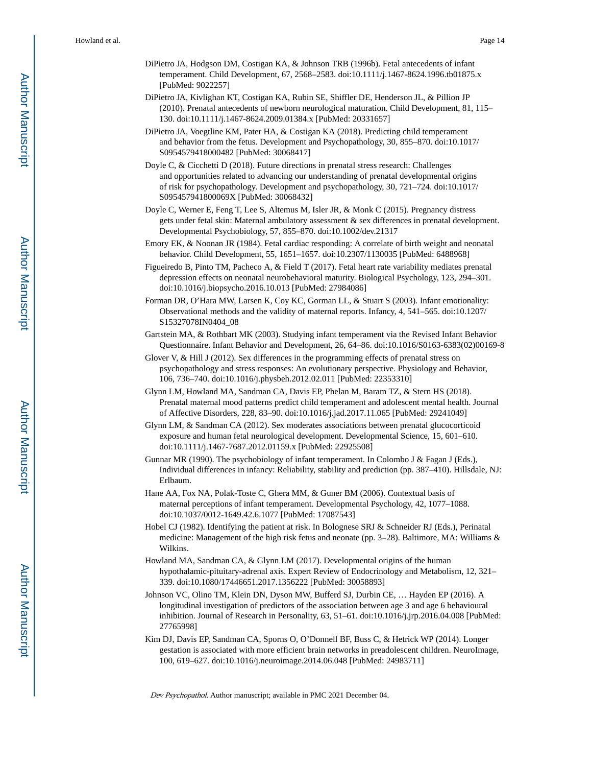DiPietro JA, Hodgson DM, Costigan KA, & Johnson TRB (1996b). Fetal antecedents of infant temperament. Child Development, 67, 2568–2583. doi:10.1111/j.1467-8624.1996.tb01875.x [PubMed: 9022257]

DiPietro JA, Kivlighan KT, Costigan KA, Rubin SE, Shiffler DE, Henderson JL, & Pillion JP (2010). Prenatal antecedents of newborn neurological maturation. Child Development, 81, 115–130. doi:10.1111/j.1467-8624.2009.01384.x [PubMed: 20331657]

DiPietro JA, Voegtline KM, Pater HA, & Costigan KA (2018). Predicting child temperament and behavior from the fetus. Development and Psychopathology, 30, 855–870. doi:10.1017/S0954579418000482 [PubMed: 30068417]

Doyle C, & Cicchetti D (2018). Future directions in prenatal stress research: Challenges and opportunities related to advancing our understanding of prenatal developmental origins of risk for psychopathology. Development and psychopathology, 30, 721–724. doi:10.1017/S095457941800069X [PubMed: 30068432]

Doyle C, Werner E, Feng T, Lee S, Altemus M, Isler JR, & Monk C (2015). Pregnancy distress gets under fetal skin: Maternal ambulatory assessment & sex differences in prenatal development. Developmental Psychobiology, 57, 855–870. doi:10.1002/dev.21317

Emory EK, & Noonan JR (1984). Fetal cardiac responding: A correlate of birth weight and neonatal behavior. Child Development, 55, 1651–1657. doi:10.2307/1130035 [PubMed: 6488968]

Figueiredo B, Pinto TM, Pacheco A, & Field T (2017). Fetal heart rate variability mediates prenatal depression effects on neonatal neurobehavioral maturity. Biological Psychology, 123, 294–301. doi:10.1016/j.biopsycho.2016.10.013 [PubMed: 27984086]

Forman DR, O'Hara MW, Larsen K, Coy KC, Gorman LL, & Stuart S (2003). Infant emotionality: Observational methods and the validity of maternal reports. Infancy, 4, 541–565. doi:10.1207/S15327078IN0404_08

Gartstein MA, & Rothbart MK (2003). Studying infant temperament via the Revised Infant Behavior Questionnaire. Infant Behavior and Development, 26, 64–86. doi:10.1016/S0163-6383(02)00169-8

Glover V, & Hill J (2012). Sex differences in the programming effects of prenatal stress on psychopathology and stress responses: An evolutionary perspective. Physiology and Behavior, 106, 736–740. doi:10.1016/j.physbeh.2012.02.011 [PubMed: 22353310]

Glynn LM, Howland MA, Sandman CA, Davis EP, Phelan M, Baram TZ, & Stern HS (2018). Prenatal maternal mood patterns predict child temperament and adolescent mental health. Journal of Affective Disorders, 228, 83–90. doi:10.1016/j.jad.2017.11.065 [PubMed: 29241049]

Glynn LM, & Sandman CA (2012). Sex moderates associations between prenatal glucocorticoid exposure and human fetal neurological development. Developmental Science, 15, 601–610. doi:10.1111/j.1467-7687.2012.01159.x [PubMed: 22925508]

Gunnar MR (1990). The psychobiology of infant temperament. In Colombo J & Fagan J (Eds.), Individual differences in infancy: Reliability, stability and prediction (pp. 387–410). Hillsdale, NJ: Erlbaum.

Hane AA, Fox NA, Polak-Toste C, Ghera MM, & Guner BM (2006). Contextual basis of maternal perceptions of infant temperament. Developmental Psychology, 42, 1077–1088. doi:10.1037/0012-1649.42.6.1077 [PubMed: 17087543]

Hobel CJ (1982). Identifying the patient at risk. In Bolognese SRJ & Schneider RJ (Eds.), Perinatal medicine: Management of the high risk fetus and neonate (pp. 3–28). Baltimore, MA: Williams & Wilkins.

Howland MA, Sandman CA, & Glynn LM (2017). Developmental origins of the human hypothalamic-pituitary-adrenal axis. Expert Review of Endocrinology and Metabolism, 12, 321–339. doi:10.1080/17446651.2017.1356222 [PubMed: 30058893]

Johnson VC, Olino TM, Klein DN, Dyson MW, Bufferd SJ, Durbin CE, … Hayden EP (2016). A longitudinal investigation of predictors of the association between age 3 and age 6 behavioural inhibition. Journal of Research in Personality, 63, 51–61. doi:10.1016/j.jrp.2016.04.008 [PubMed: 27765998]

Kim DJ, Davis EP, Sandman CA, Sporns O, O'Donnell BF, Buss C, & Hetrick WP (2014). Longer gestation is associated with more efficient brain networks in preadolescent children. NeuroImage, 100, 619–627. doi:10.1016/j.neuroimage.2014.06.048 [PubMed: 24983711]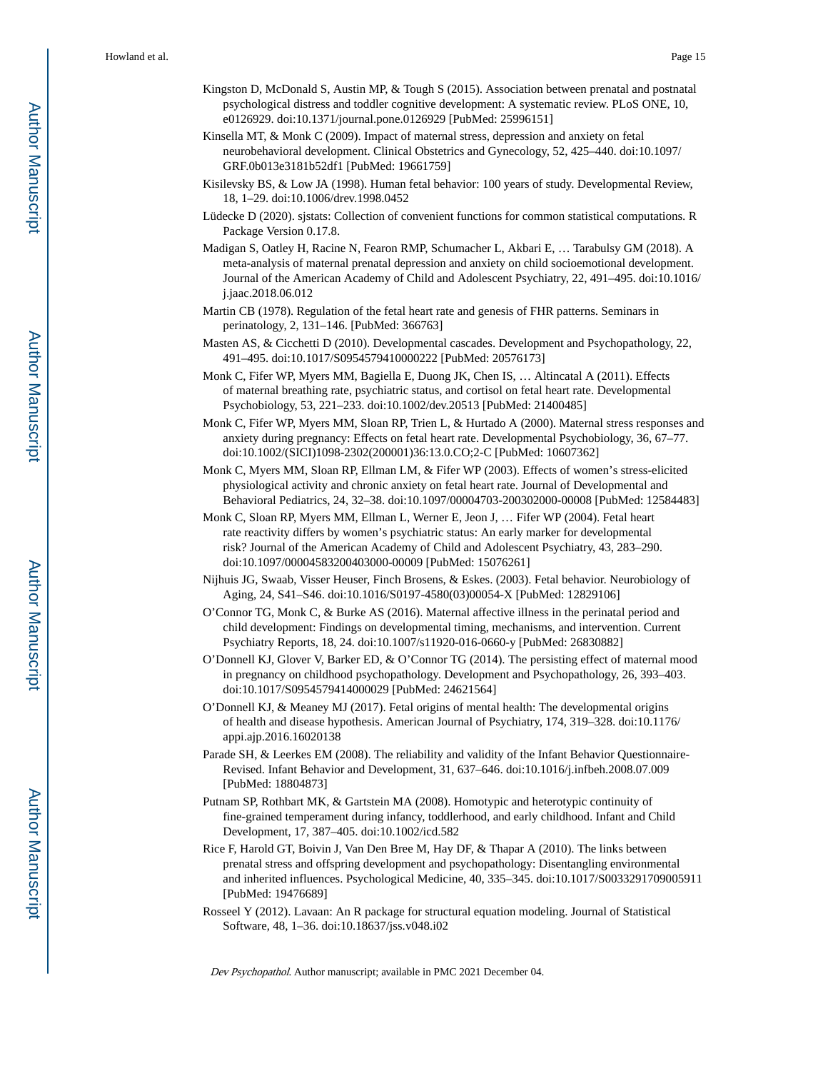Kingston D, McDonald S, Austin MP, & Tough S (2015). Association between prenatal and postnatal psychological distress and toddler cognitive development: A systematic review. PLoS ONE, 10, e0126929. doi:10.1371/journal.pone.0126929 [PubMed: 25996151]

Kinsella MT, & Monk C (2009). Impact of maternal stress, depression and anxiety on fetal neurobehavioral development. Clinical Obstetrics and Gynecology, 52, 425–440. doi:10.1097/GRF.0b013e3181b52df1 [PubMed: 19661759]

Kisilevsky BS, & Low JA (1998). Human fetal behavior: 100 years of study. Developmental Review, 18, 1–29. doi:10.1006/drev.1998.0452

Lüdecke D (2020). sjstats: Collection of convenient functions for common statistical computations. R Package Version 0.17.8.

Madigan S, Oatley H, Racine N, Fearon RMP, Schumacher L, Akbari E, … Tarabulsy GM (2018). A meta-analysis of maternal prenatal depression and anxiety on child socioemotional development. Journal of the American Academy of Child and Adolescent Psychiatry, 22, 491–495. doi:10.1016/j.jaac.2018.06.012

Martin CB (1978). Regulation of the fetal heart rate and genesis of FHR patterns. Seminars in perinatology, 2, 131–146. [PubMed: 366763]

Masten AS, & Cicchetti D (2010). Developmental cascades. Development and Psychopathology, 22, 491–495. doi:10.1017/S0954579410000222 [PubMed: 20576173]

Monk C, Fifer WP, Myers MM, Bagiella E, Duong JK, Chen IS, … Altincatal A (2011). Effects of maternal breathing rate, psychiatric status, and cortisol on fetal heart rate. Developmental Psychobiology, 53, 221–233. doi:10.1002/dev.20513 [PubMed: 21400485]

Monk C, Fifer WP, Myers MM, Sloan RP, Trien L, & Hurtado A (2000). Maternal stress responses and anxiety during pregnancy: Effects on fetal heart rate. Developmental Psychobiology, 36, 67–77. doi:10.1002/(SICI)1098-2302(200001)36:13.0.CO;2-C [PubMed: 10607362]

Monk C, Myers MM, Sloan RP, Ellman LM, & Fifer WP (2003). Effects of women's stress-elicited physiological activity and chronic anxiety on fetal heart rate. Journal of Developmental and Behavioral Pediatrics, 24, 32–38. doi:10.1097/00004703-200302000-00008 [PubMed: 12584483]

Monk C, Sloan RP, Myers MM, Ellman L, Werner E, Jeon J, … Fifer WP (2004). Fetal heart rate reactivity differs by women's psychiatric status: An early marker for developmental risk? Journal of the American Academy of Child and Adolescent Psychiatry, 43, 283–290. doi:10.1097/00004583200403000-00009 [PubMed: 15076261]

Nijhuis JG, Swaab, Visser Heuser, Finch Brosens, & Eskes. (2003). Fetal behavior. Neurobiology of Aging, 24, S41–S46. doi:10.1016/S0197-4580(03)00054-X [PubMed: 12829106]

O'Connor TG, Monk C, & Burke AS (2016). Maternal affective illness in the perinatal period and child development: Findings on developmental timing, mechanisms, and intervention. Current Psychiatry Reports, 18, 24. doi:10.1007/s11920-016-0660-y [PubMed: 26830882]

O'Donnell KJ, Glover V, Barker ED, & O'Connor TG (2014). The persisting effect of maternal mood in pregnancy on childhood psychopathology. Development and Psychopathology, 26, 393–403. doi:10.1017/S0954579414000029 [PubMed: 24621564]

O'Donnell KJ, & Meaney MJ (2017). Fetal origins of mental health: The developmental origins of health and disease hypothesis. American Journal of Psychiatry, 174, 319–328. doi:10.1176/appi.ajp.2016.16020138

Parade SH, & Leerkes EM (2008). The reliability and validity of the Infant Behavior Questionnaire-Revised. Infant Behavior and Development, 31, 637–646. doi:10.1016/j.infbeh.2008.07.009 [PubMed: 18804873]

Putnam SP, Rothbart MK, & Gartstein MA (2008). Homotypic and heterotypic continuity of fine-grained temperament during infancy, toddlerhood, and early childhood. Infant and Child Development, 17, 387–405. doi:10.1002/icd.582

Rice F, Harold GT, Boivin J, Van Den Bree M, Hay DF, & Thapar A (2010). The links between prenatal stress and offspring development and psychopathology: Disentangling environmental and inherited influences. Psychological Medicine, 40, 335–345. doi:10.1017/S0033291709005911 [PubMed: 19476689]

Rosseel Y (2012). Lavaan: An R package for structural equation modeling. Journal of Statistical Software, 48, 1–36. doi:10.18637/jss.v048.i02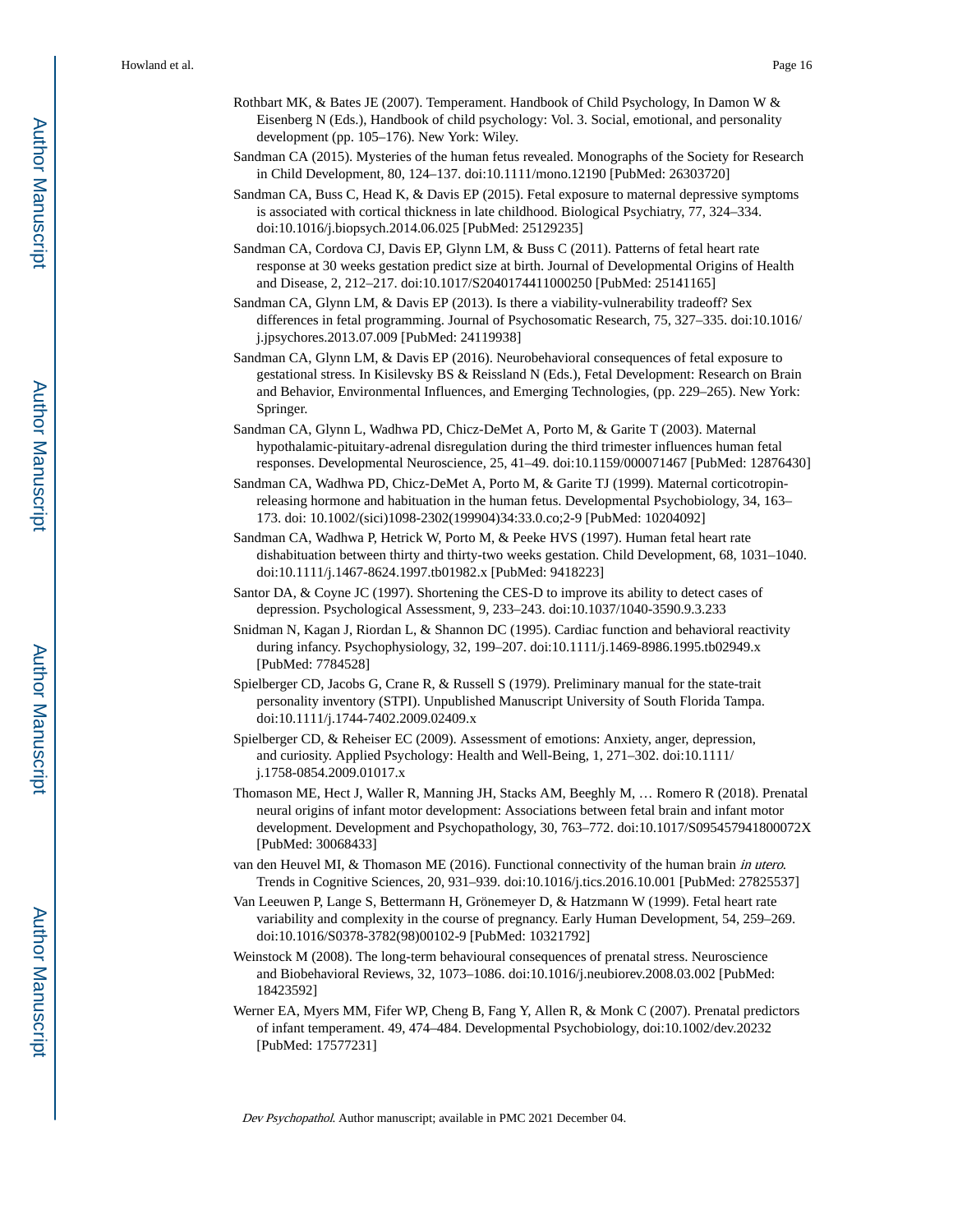Rothbart MK, & Bates JE (2007). Temperament. Handbook of Child Psychology, In Damon W & Eisenberg N (Eds.), Handbook of child psychology: Vol. 3. Social, emotional, and personality development (pp. 105–176). New York: Wiley.

Sandman CA (2015). Mysteries of the human fetus revealed. Monographs of the Society for Research in Child Development, 80, 124–137. doi:10.1111/mono.12190 [PubMed: 26303720]

Sandman CA, Buss C, Head K, & Davis EP (2015). Fetal exposure to maternal depressive symptoms is associated with cortical thickness in late childhood. Biological Psychiatry, 77, 324–334. doi:10.1016/j.biopsych.2014.06.025 [PubMed: 25129235]

Sandman CA, Cordova CJ, Davis EP, Glynn LM, & Buss C (2011). Patterns of fetal heart rate response at 30 weeks gestation predict size at birth. Journal of Developmental Origins of Health and Disease, 2, 212–217. doi:10.1017/S2040174411000250 [PubMed: 25141165]

Sandman CA, Glynn LM, & Davis EP (2013). Is there a viability-vulnerability tradeoff? Sex differences in fetal programming. Journal of Psychosomatic Research, 75, 327–335. doi:10.1016/j.jpsychores.2013.07.009 [PubMed: 24119938]

Sandman CA, Glynn LM, & Davis EP (2016). Neurobehavioral consequences of fetal exposure to gestational stress. In Kisilevsky BS & Reissland N (Eds.), Fetal Development: Research on Brain and Behavior, Environmental Influences, and Emerging Technologies, (pp. 229–265). New York: Springer.

Sandman CA, Glynn L, Wadhwa PD, Chicz-DeMet A, Porto M, & Garite T (2003). Maternal hypothalamic-pituitary-adrenal disregulation during the third trimester influences human fetal responses. Developmental Neuroscience, 25, 41–49. doi:10.1159/000071467 [PubMed: 12876430]

Sandman CA, Wadhwa PD, Chicz-DeMet A, Porto M, & Garite TJ (1999). Maternal corticotropin-releasing hormone and habituation in the human fetus. Developmental Psychobiology, 34, 163–173. doi: 10.1002/(sici)1098-2302(199904)34:33.0.co;2-9 [PubMed: 10204092]

Sandman CA, Wadhwa P, Hetrick W, Porto M, & Peeke HVS (1997). Human fetal heart rate dishabituation between thirty and thirty-two weeks gestation. Child Development, 68, 1031–1040. doi:10.1111/j.1467-8624.1997.tb01982.x [PubMed: 9418223]

Santor DA, & Coyne JC (1997). Shortening the CES-D to improve its ability to detect cases of depression. Psychological Assessment, 9, 233–243. doi:10.1037/1040-3590.9.3.233

Snidman N, Kagan J, Riordan L, & Shannon DC (1995). Cardiac function and behavioral reactivity during infancy. Psychophysiology, 32, 199–207. doi:10.1111/j.1469-8986.1995.tb02949.x [PubMed: 7784528]

Spielberger CD, Jacobs G, Crane R, & Russell S (1979). Preliminary manual for the state-trait personality inventory (STPI). Unpublished Manuscript University of South Florida Tampa. doi:10.1111/j.1744-7402.2009.02409.x

Spielberger CD, & Reheiser EC (2009). Assessment of emotions: Anxiety, anger, depression, and curiosity. Applied Psychology: Health and Well-Being, 1, 271–302. doi:10.1111/j.1758-0854.2009.01017.x

Thomason ME, Hect J, Waller R, Manning JH, Stacks AM, Beeghly M, … Romero R (2018). Prenatal neural origins of infant motor development: Associations between fetal brain and infant motor development. Development and Psychopathology, 30, 763–772. doi:10.1017/S095457941800072X [PubMed: 30068433]

van den Heuvel MI, & Thomason ME (2016). Functional connectivity of the human brain *in utero*. Trends in Cognitive Sciences, 20, 931–939. doi:10.1016/j.tics.2016.10.001 [PubMed: 27825537]

Van Leeuwen P, Lange S, Bettermann H, Grönemeyer D, & Hatzmann W (1999). Fetal heart rate variability and complexity in the course of pregnancy. Early Human Development, 54, 259–269. doi:10.1016/S0378-3782(98)00102-9 [PubMed: 10321792]

Weinstock M (2008). The long-term behavioural consequences of prenatal stress. Neuroscience and Biobehavioral Reviews, 32, 1073–1086. doi:10.1016/j.neubiorev.2008.03.002 [PubMed: 18423592]

Werner EA, Myers MM, Fifer WP, Cheng B, Fang Y, Allen R, & Monk C (2007). Prenatal predictors of infant temperament. 49, 474–484. Developmental Psychobiology, doi:10.1002/dev.20232 [PubMed: 17577231]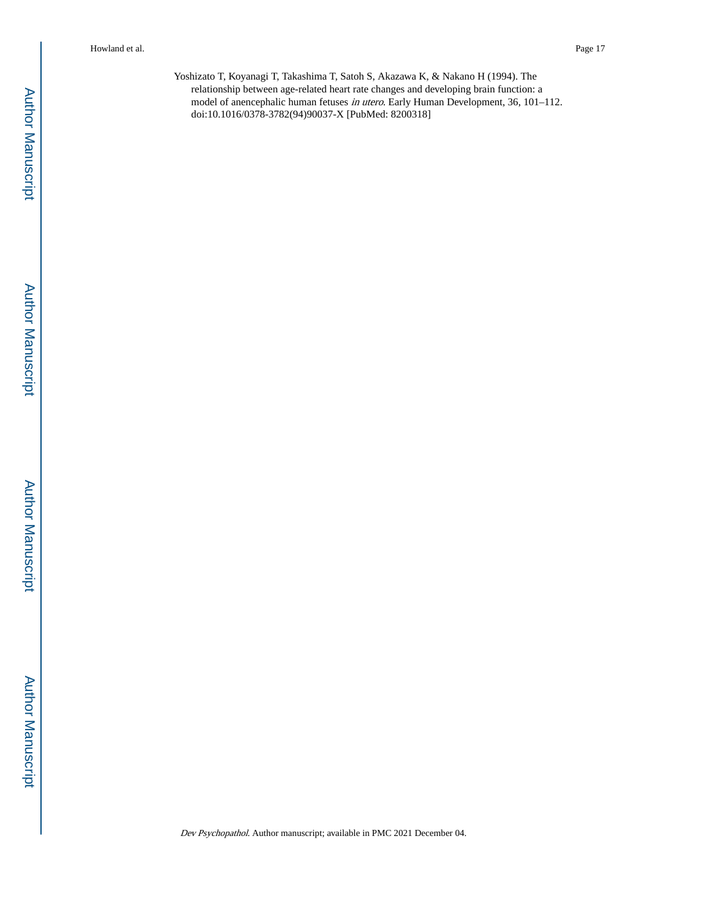Yoshizato T, Koyanagi T, Takashima T, Satoh S, Akazawa K, & Nakano H (1994). The relationship between age-related heart rate changes and developing brain function: a model of anencephalic human fetuses *in utero*. Early Human Development, 36, 101–112. doi:10.1016/0378-3782(94)90037-X [PubMed: 8200318]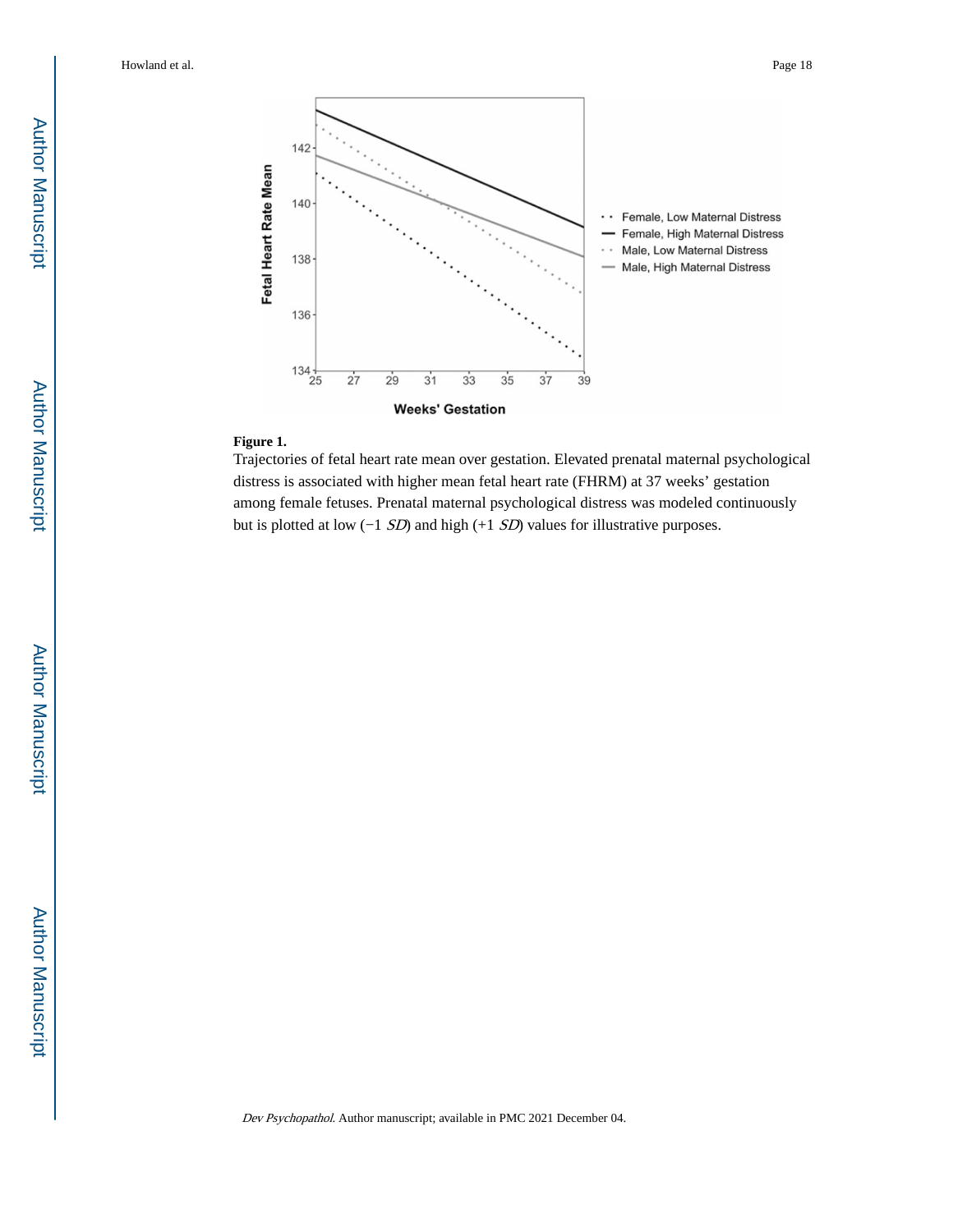**Figure 1.**

Trajectories of fetal heart rate mean over gestation. Elevated prenatal maternal psychological distress is associated with higher mean fetal heart rate (FHRM) at 37 weeks' gestation among female fetuses. Prenatal maternal psychological distress was modeled continuously but is plotted at low (−1 *SD*) and high (+1 *SD*) values for illustrative purposes.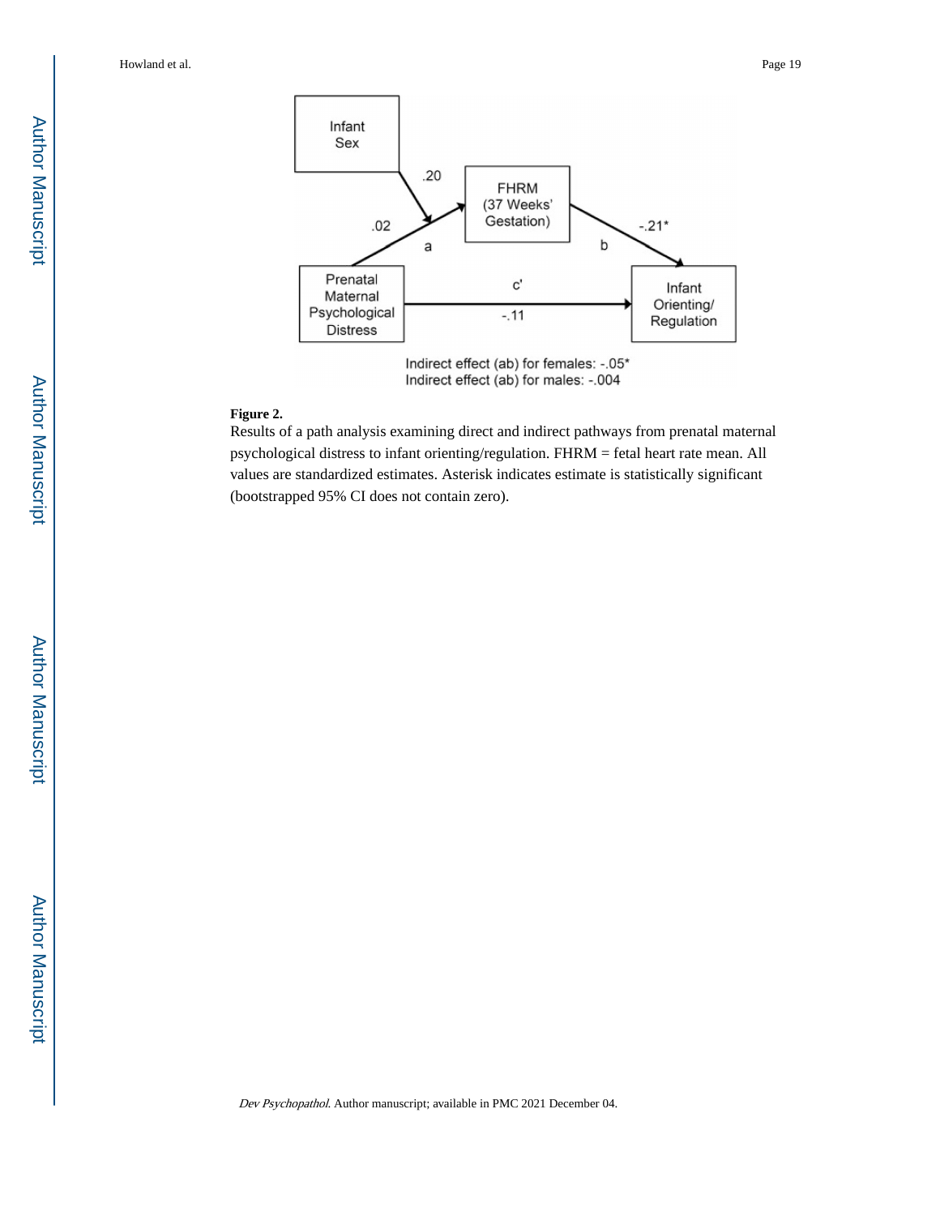**Figure 2.**

Results of a path analysis examining direct and indirect pathways from prenatal maternal psychological distress to infant orienting/regulation. FHRM = fetal heart rate mean. All values are standardized estimates. Asterisk indicates estimate is statistically significant (bootstrapped 95% CI does not contain zero).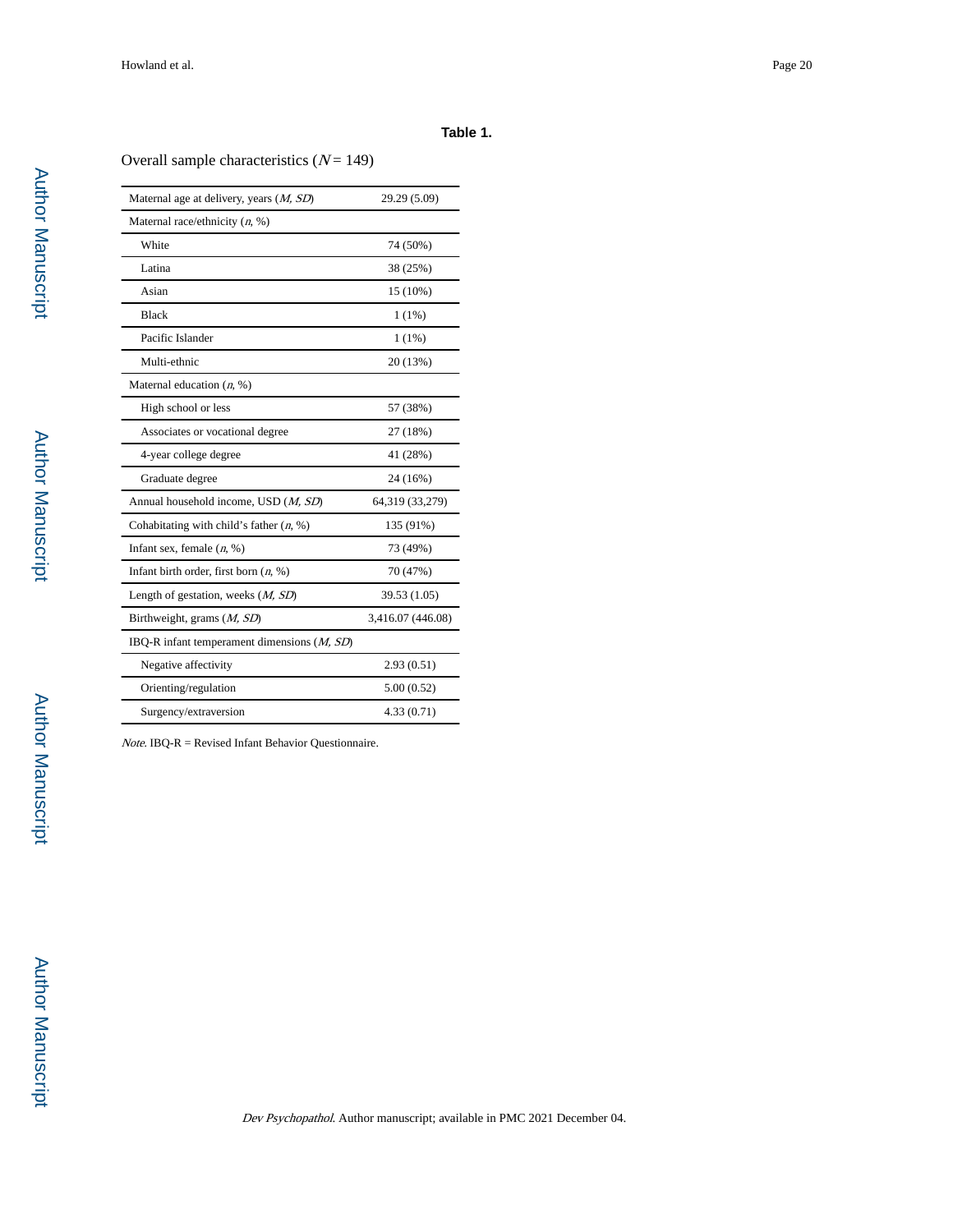### Table 1.

Overall sample characteristics ($N = 149$)

| | |
|---|---|
| Maternal age at delivery, years (*M, SD*) | 29.29 (5.09) |
| Maternal race/ethnicity (*n*, %) | |
| White | 74 (50%) |
| Latina | 38 (25%) |
| Asian | 15 (10%) |
| Black | 1 (1%) |
| Pacific Islander | 1 (1%) |
| Multi-ethnic | 20 (13%) |
| Maternal education (*n*, %) | |
| High school or less | 57 (38%) |
| Associates or vocational degree | 27 (18%) |
| 4-year college degree | 41 (28%) |
| Graduate degree | 24 (16%) |
| Annual household income, USD (*M, SD*) | 64,319 (33,279) |
| Cohabitating with child's father (*n*, %) | 135 (91%) |
| Infant sex, female (*n*, %) | 73 (49%) |
| Infant birth order, first born (*n*, %) | 70 (47%) |
| Length of gestation, weeks (*M, SD*) | 39.53 (1.05) |
| Birthweight, grams (*M, SD*) | 3,416.07 (446.08) |
| IBQ-R infant temperament dimensions (*M, SD*) | |
| Negative affectivity | 2.93 (0.51) |
| Orienting/regulation | 5.00 (0.52) |
| Surgency/extraversion | 4.33 (0.71) |

*Note*. IBQ-R = Revised Infant Behavior Questionnaire.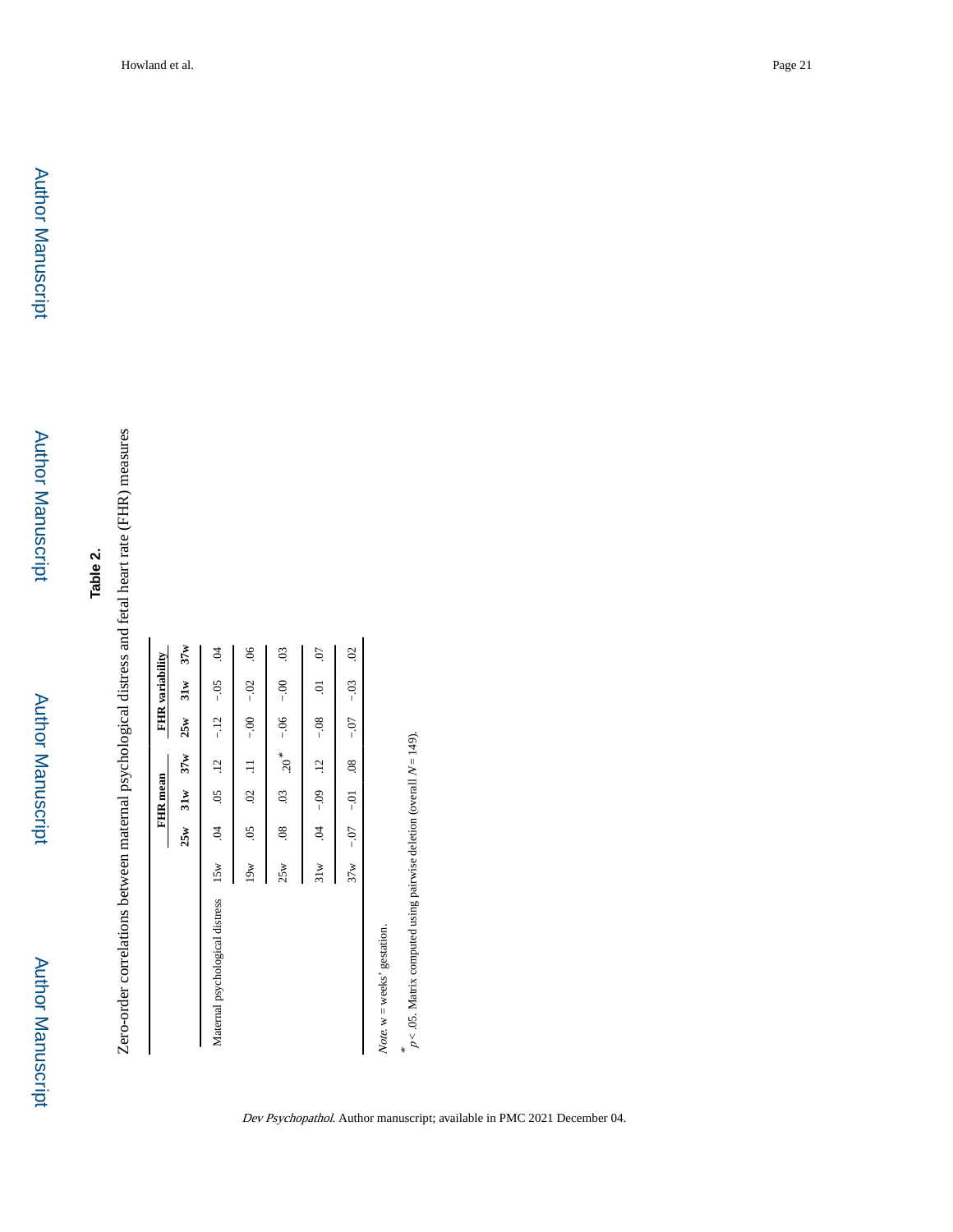**Table 2.**

Zero-order correlations between maternal psychological distress and fetal heart rate (FHR) measures

| | | FHR mean | | | FHR variability | | |
|---|---|---|---|---|---|---|---|
| | | 25w | 31w | 37w | 25w | 31w | 37w |
| Maternal psychological distress | 15w | .04 | .05 | .12 | −.12 | −.05 | .04 |
| | 19w | .05 | .02 | .11 | −.00 | −.02 | .06 |
| | 25w | .08 | .03 | .20* | −.06 | −.00 | .03 |
| | 31w | .04 | −.09 | .12 | −.08 | .01 | .07 |
| | 37w | −.07 | −.01 | .08 | −.07 | −.03 | .02 |

*Note.* w = weeks' gestation.

\* $p < .05$. Matrix computed using pairwise deletion (overall $N = 149$).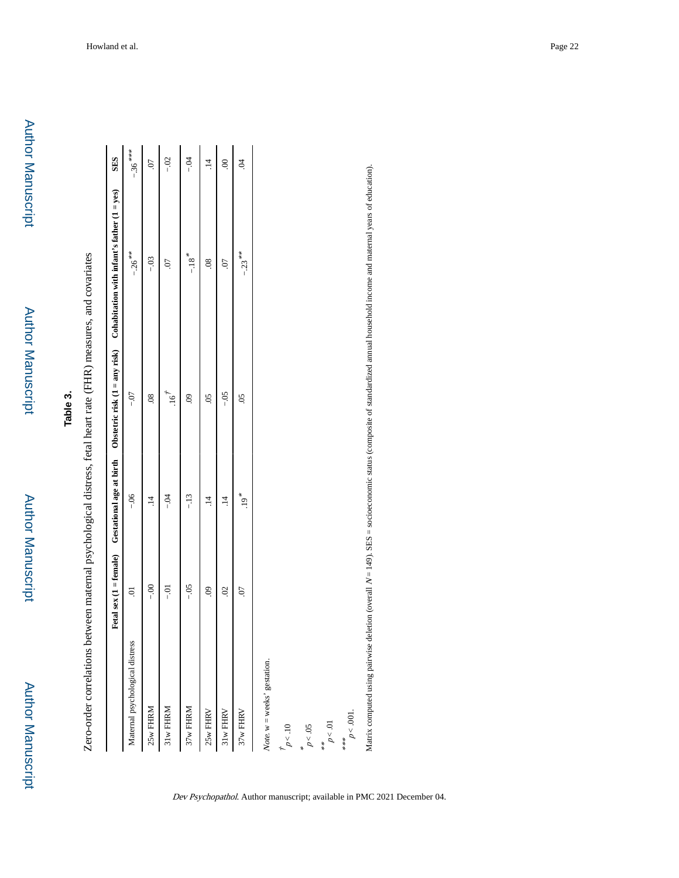**Table 3.**

Zero-order correlations between maternal psychological distress, fetal heart rate (FHR) measures, and covariates

| | Fetal sex (1 = female) | Gestational age at birth | Obstetric risk (1 = any risk) | Cohabitation with infant's father (1 = yes) | SES |
|---|---|---|---|---|---|
| Maternal psychological distress | .01 | −.06 | −.07 | −.26** | −.36*** |
| 25w FHRM | −.00 | .14 | .08 | −.03 | .07 |
| 31w FHRM | −.01 | −.04 | .16† | .07 | −.02 |
| 37w FHRM | −.05 | −.13 | .09 | −.18* | −.04 |
| 25w FHRV | .09 | .14 | .05 | .08 | .14 |
| 31w FHRV | .02 | .14 | −.05 | .07 | .00 |
| 37w FHRV | .07 | .19* | .05 | −.23** | .04 |

*Note.* w = weeks' gestation.

† $p < .10$

* $p < .05$

** $p < .01$

*** $p < .001$.

Matrix computed using pairwise deletion (overall $N = 149$). SES = socioeconomic status (composite of standardized annual household income and maternal years of education).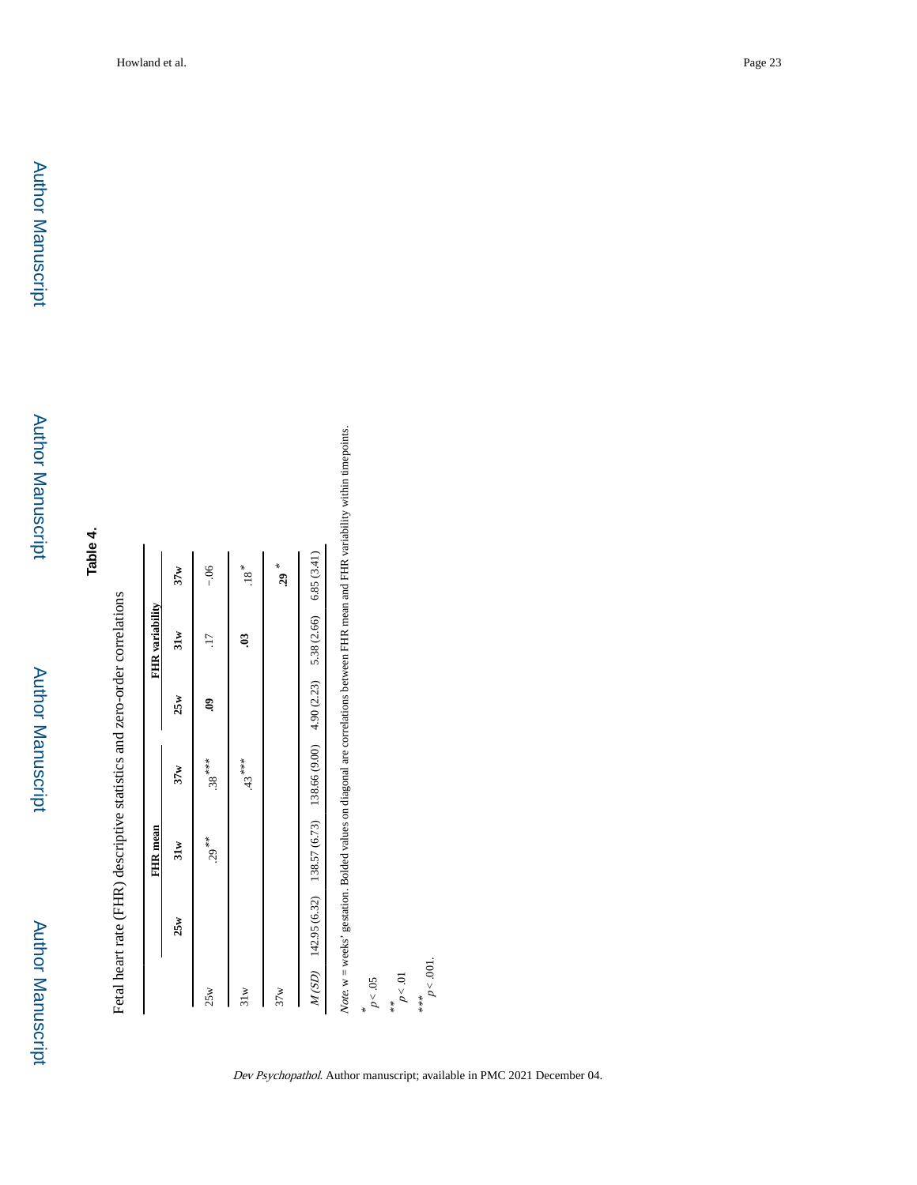**Table 4.**

Fetal heart rate (FHR) descriptive statistics and zero-order correlations

| | FHR mean | | | FHR variability | | |
|---|---|---|---|---|---|---|
| | 25w | 31w | 37w | 25w | 31w | 37w |
| 25w | | .29** | .38*** | **.09** | .17 | −.06 |
| 31w | | | .43*** | | **.03** | .18* |
| 37w | | | | | | **.29** * |
| *M* (*SD*) | 142.95 (6.32) | 138.57 (6.73) | 138.66 (9.00) | 4.90 (2.23) | 5.38 (2.66) | 6.85 (3.41) |

*Note.* w = weeks' gestation. Bolded values on diagonal are correlations between FHR mean and FHR variability within timepoints.

\* $p < .05$

\*\* $p < .01$

\*\*\* $p < .001$.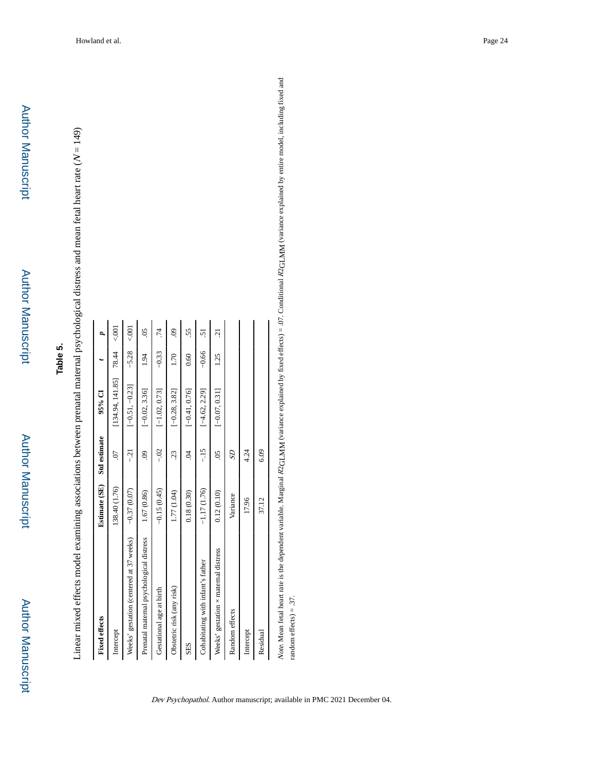**Table 5.**

Linear mixed effects model examining associations between prenatal maternal psychological distress and mean fetal heart rate ($N$ = 149)

| Fixed effects | Estimate (SE) | Std estimate | 95% CI | $t$ | $p$ |
|---|---|---|---|---|---|
| Intercept | 138.40 (1.76) | .07 | [134.94, 141.85] | 78.44 | <.001 |
| Weeks' gestation (centered at 37 weeks) | −0.37 (0.07) | −.21 | [−0.51, −0.23] | −5.28 | <.001 |
| Prenatal maternal psychological distress | 1.67 (0.86) | .09 | [−0.02, 3.36] | 1.94 | .05 |
| Gestational age at birth | −0.15 (0.45) | −.02 | [−1.02, 0.73] | −0.33 | .74 |
| Obstetric risk (any risk) | 1.77 (1.04) | .23 | [−0.28, 3.82] | 1.70 | .09 |
| SES | 0.18 (0.30) | .04 | [−0.41, 0.76] | 0.60 | .55 |
| Cohabitating with infant's father | −1.17 (1.76) | −.15 | [−4.62, 2.29] | −0.66 | .51 |
| Weeks' gestation × maternal distress | 0.12 (0.10) | .05 | [−0.07, 0.31] | 1.25 | .21 |
| Random effects | Variance | *SD* | | | |
| Intercept | 17.96 | 4.24 | | | |
| Residual | 37.12 | 6.09 | | | |

*Note.* Mean fetal heart rate is the dependent variable. Marginal $R^2_{GLMM}$ (variance explained by fixed effects) = .07. Conditional $R^2_{GLMM}$ (variance explained by entire model, including fixed and random effects) = .37.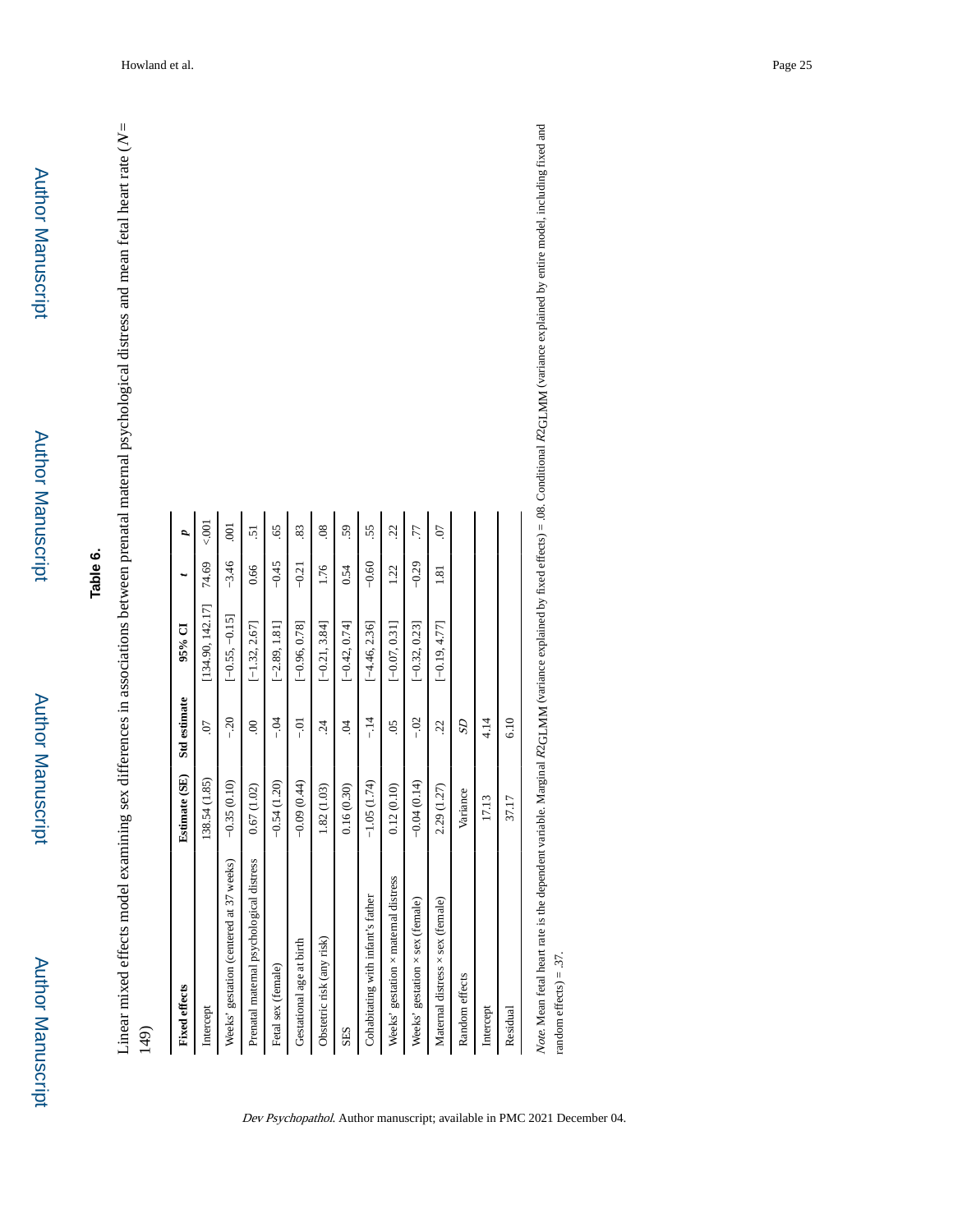## Table 6.

Linear mixed effects model examining sex differences in associations between prenatal maternal psychological distress and mean fetal heart rate ($N$ = 149)

| Fixed effects | Estimate (SE) | Std estimate | 95% CI | $t$ | $p$ |
|---|---|---|---|---|---|
| Intercept | 138.54 (1.85) | .07 | [134.90, 142.17] | 74.69 | <.001 |
| Weeks' gestation (centered at 37 weeks) | −0.35 (0.10) | -.20 | [−0.55, −0.15] | -3.46 | .001 |
| Prenatal maternal psychological distress | 0.67 (1.02) | .00 | [−1.32, 2.67] | 0.66 | .51 |
| Fetal sex (female) | −0.54 (1.20) | -.04 | [−2.89, 1.81] | −0.45 | .65 |
| Gestational age at birth | −0.09 (0.44) | -.01 | [−0.96, 0.78] | −0.21 | .83 |
| Obstetric risk (any risk) | 1.82 (1.03) | .24 | [−0.21, 3.84] | 1.76 | .08 |
| SES | 0.16 (0.30) | .04 | [−0.42, 0.74] | 0.54 | .59 |
| Cohabitating with infant's father | −1.05 (1.74) | -.14 | [−4.46, 2.36] | −0.60 | .55 |
| Weeks' gestation × maternal distress | 0.12 (0.10) | .05 | [−0.07, 0.31] | 1.22 | .22 |
| Weeks' gestation × sex (female) | −0.04 (0.14) | -.02 | [−0.32, 0.23] | −0.29 | .77 |
| Maternal distress × sex (female) | 2.29 (1.27) | .22 | [−0.19, 4.77] | 1.81 | .07 |
| Random effects | Variance | $SD$ | | | |
| Intercept | 17.13 | 4.14 | | | |
| Residual | 37.17 | 6.10 | | | |

*Note*. Mean fetal heart rate is the dependent variable. Marginal $R2_{GLMM}$ (variance explained by fixed effects) = .08. Conditional $R2_{GLMM}$ (variance explained by entire model, including fixed and random effects) = .37.